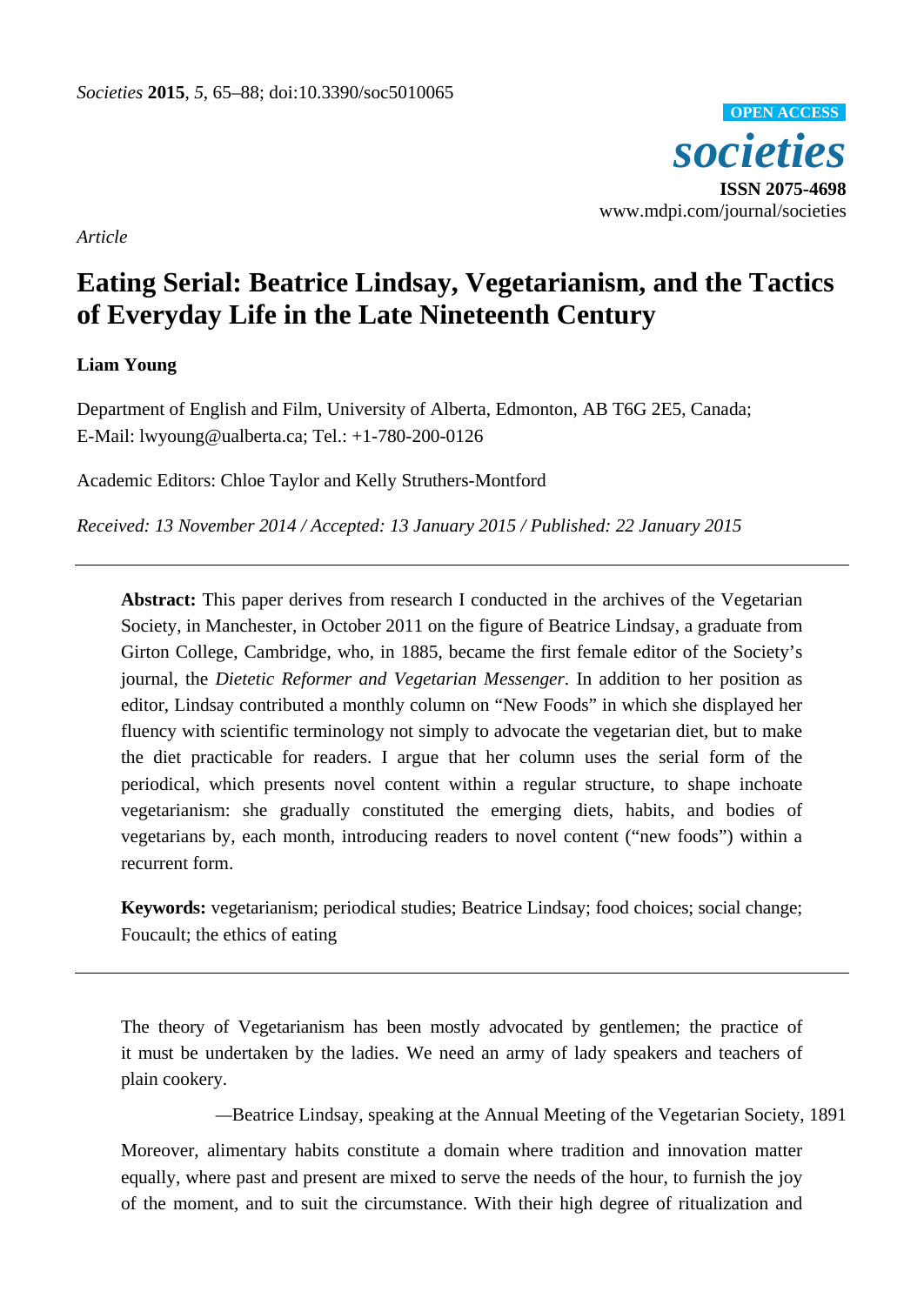*Societies* **2015**, *5*, 65–88; doi:10.3390/soc5010065

OPEN ACCESS

*societies*

**ISSN 2075-4698**

www.mdpi.com/journal/societies

*Article*

# Eating Serial: Beatrice Lindsay, Vegetarianism, and the Tactics of Everyday Life in the Late Nineteenth Century

**Liam Young**

Department of English and Film, University of Alberta, Edmonton, AB T6G 2E5, Canada; E-Mail: lwyoung@ualberta.ca; Tel.: +1-780-200-0126

Academic Editors: Chloe Taylor and Kelly Struthers-Montford

*Received: 13 November 2014 / Accepted: 13 January 2015 / Published: 22 January 2015*

---

**Abstract:** This paper derives from research I conducted in the archives of the Vegetarian Society, in Manchester, in October 2011 on the figure of Beatrice Lindsay, a graduate from Girton College, Cambridge, who, in 1885, became the first female editor of the Society's journal, the *Dietetic Reformer and Vegetarian Messenger*. In addition to her position as editor, Lindsay contributed a monthly column on "New Foods" in which she displayed her fluency with scientific terminology not simply to advocate the vegetarian diet, but to make the diet practicable for readers. I argue that her column uses the serial form of the periodical, which presents novel content within a regular structure, to shape inchoate vegetarianism: she gradually constituted the emerging diets, habits, and bodies of vegetarians by, each month, introducing readers to novel content ("new foods") within a recurrent form.

**Keywords:** vegetarianism; periodical studies; Beatrice Lindsay; food choices; social change; Foucault; the ethics of eating

---

> The theory of Vegetarianism has been mostly advocated by gentlemen; the practice of it must be undertaken by the ladies. We need an army of lady speakers and teachers of plain cookery.
>
> —Beatrice Lindsay, speaking at the Annual Meeting of the Vegetarian Society, 1891

Moreover, alimentary habits constitute a domain where tradition and innovation matter equally, where past and present are mixed to serve the needs of the hour, to furnish the joy of the moment, and to suit the circumstance. With their high degree of ritualization and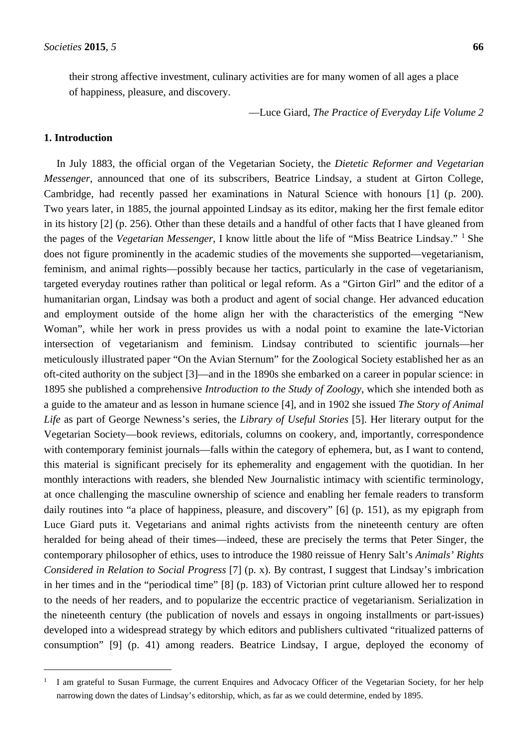their strong affective investment, culinary activities are for many women of all ages a place of happiness, pleasure, and discovery.

—Luce Giard, *The Practice of Everyday Life Volume 2*

## 1. Introduction

In July 1883, the official organ of the Vegetarian Society, the *Dietetic Reformer and Vegetarian Messenger*, announced that one of its subscribers, Beatrice Lindsay, a student at Girton College, Cambridge, had recently passed her examinations in Natural Science with honours [1] (p. 200). Two years later, in 1885, the journal appointed Lindsay as its editor, making her the first female editor in its history [2] (p. 256). Other than these details and a handful of other facts that I have gleaned from the pages of the *Vegetarian Messenger*, I know little about the life of "Miss Beatrice Lindsay." [1] She does not figure prominently in the academic studies of the movements she supported—vegetarianism, feminism, and animal rights—possibly because her tactics, particularly in the case of vegetarianism, targeted everyday routines rather than political or legal reform. As a "Girton Girl" and the editor of a humanitarian organ, Lindsay was both a product and agent of social change. Her advanced education and employment outside of the home align her with the characteristics of the emerging "New Woman", while her work in press provides us with a nodal point to examine the late-Victorian intersection of vegetarianism and feminism. Lindsay contributed to scientific journals—her meticulously illustrated paper "On the Avian Sternum" for the Zoological Society established her as an oft-cited authority on the subject [3]—and in the 1890s she embarked on a career in popular science: in 1895 she published a comprehensive *Introduction to the Study of Zoology*, which she intended both as a guide to the amateur and as lesson in humane science [4], and in 1902 she issued *The Story of Animal Life* as part of George Newness's series, the *Library of Useful Stories* [5]. Her literary output for the Vegetarian Society—book reviews, editorials, columns on cookery, and, importantly, correspondence with contemporary feminist journals—falls within the category of ephemera, but, as I want to contend, this material is significant precisely for its ephemerality and engagement with the quotidian. In her monthly interactions with readers, she blended New Journalistic intimacy with scientific terminology, at once challenging the masculine ownership of science and enabling her female readers to transform daily routines into "a place of happiness, pleasure, and discovery" [6] (p. 151), as my epigraph from Luce Giard puts it. Vegetarians and animal rights activists from the nineteenth century are often heralded for being ahead of their times—indeed, these are precisely the terms that Peter Singer, the contemporary philosopher of ethics, uses to introduce the 1980 reissue of Henry Salt's *Animals' Rights Considered in Relation to Social Progress* [7] (p. x). By contrast, I suggest that Lindsay's imbrication in her times and in the "periodical time" [8] (p. 183) of Victorian print culture allowed her to respond to the needs of her readers, and to popularize the eccentric practice of vegetarianism. Serialization in the nineteenth century (the publication of novels and essays in ongoing installments or part-issues) developed into a widespread strategy by which editors and publishers cultivated "ritualized patterns of consumption" [9] (p. 41) among readers. Beatrice Lindsay, I argue, deployed the economy of

---

1 I am grateful to Susan Furmage, the current Enquires and Advocacy Officer of the Vegetarian Society, for her help narrowing down the dates of Lindsay's editorship, which, as far as we could determine, ended by 1895.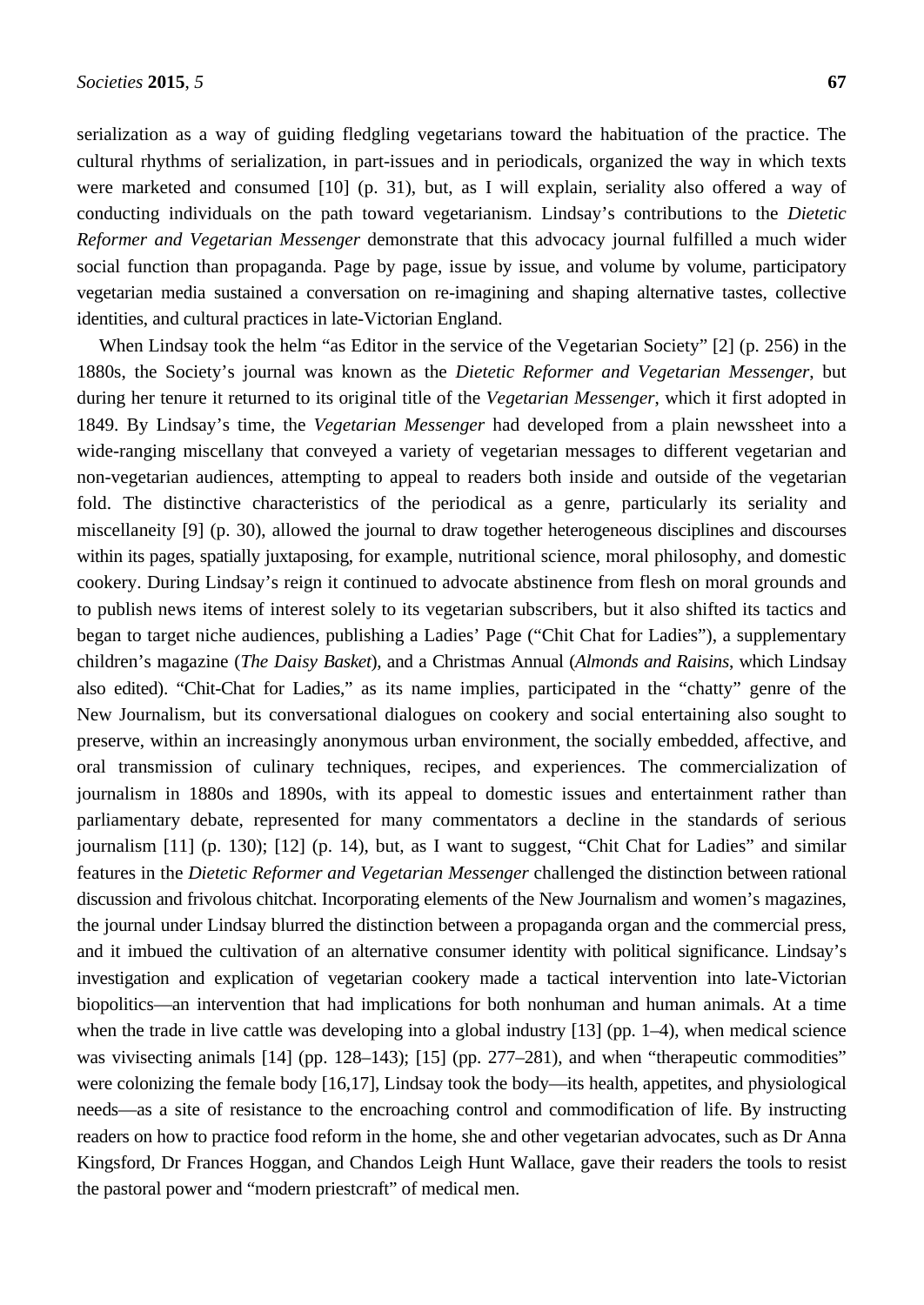serialization as a way of guiding fledgling vegetarians toward the habituation of the practice. The cultural rhythms of serialization, in part-issues and in periodicals, organized the way in which texts were marketed and consumed [10] (p. 31), but, as I will explain, seriality also offered a way of conducting individuals on the path toward vegetarianism. Lindsay's contributions to the *Dietetic Reformer and Vegetarian Messenger* demonstrate that this advocacy journal fulfilled a much wider social function than propaganda. Page by page, issue by issue, and volume by volume, participatory vegetarian media sustained a conversation on re-imagining and shaping alternative tastes, collective identities, and cultural practices in late-Victorian England.

When Lindsay took the helm "as Editor in the service of the Vegetarian Society" [2] (p. 256) in the 1880s, the Society's journal was known as the *Dietetic Reformer and Vegetarian Messenger*, but during her tenure it returned to its original title of the *Vegetarian Messenger*, which it first adopted in 1849. By Lindsay's time, the *Vegetarian Messenger* had developed from a plain newssheet into a wide-ranging miscellany that conveyed a variety of vegetarian messages to different vegetarian and non-vegetarian audiences, attempting to appeal to readers both inside and outside of the vegetarian fold. The distinctive characteristics of the periodical as a genre, particularly its seriality and miscellaneity [9] (p. 30), allowed the journal to draw together heterogeneous disciplines and discourses within its pages, spatially juxtaposing, for example, nutritional science, moral philosophy, and domestic cookery. During Lindsay's reign it continued to advocate abstinence from flesh on moral grounds and to publish news items of interest solely to its vegetarian subscribers, but it also shifted its tactics and began to target niche audiences, publishing a Ladies' Page ("Chit Chat for Ladies"), a supplementary children's magazine (*The Daisy Basket*), and a Christmas Annual (*Almonds and Raisins*, which Lindsay also edited). "Chit-Chat for Ladies," as its name implies, participated in the "chatty" genre of the New Journalism, but its conversational dialogues on cookery and social entertaining also sought to preserve, within an increasingly anonymous urban environment, the socially embedded, affective, and oral transmission of culinary techniques, recipes, and experiences. The commercialization of journalism in 1880s and 1890s, with its appeal to domestic issues and entertainment rather than parliamentary debate, represented for many commentators a decline in the standards of serious journalism [11] (p. 130); [12] (p. 14), but, as I want to suggest, "Chit Chat for Ladies" and similar features in the *Dietetic Reformer and Vegetarian Messenger* challenged the distinction between rational discussion and frivolous chitchat. Incorporating elements of the New Journalism and women's magazines, the journal under Lindsay blurred the distinction between a propaganda organ and the commercial press, and it imbued the cultivation of an alternative consumer identity with political significance. Lindsay's investigation and explication of vegetarian cookery made a tactical intervention into late-Victorian biopolitics—an intervention that had implications for both nonhuman and human animals. At a time when the trade in live cattle was developing into a global industry [13] (pp. 1–4), when medical science was vivisecting animals [14] (pp. 128–143); [15] (pp. 277–281), and when "therapeutic commodities" were colonizing the female body [16,17], Lindsay took the body—its health, appetites, and physiological needs—as a site of resistance to the encroaching control and commodification of life. By instructing readers on how to practice food reform in the home, she and other vegetarian advocates, such as Dr Anna Kingsford, Dr Frances Hoggan, and Chandos Leigh Hunt Wallace, gave their readers the tools to resist the pastoral power and "modern priestcraft" of medical men.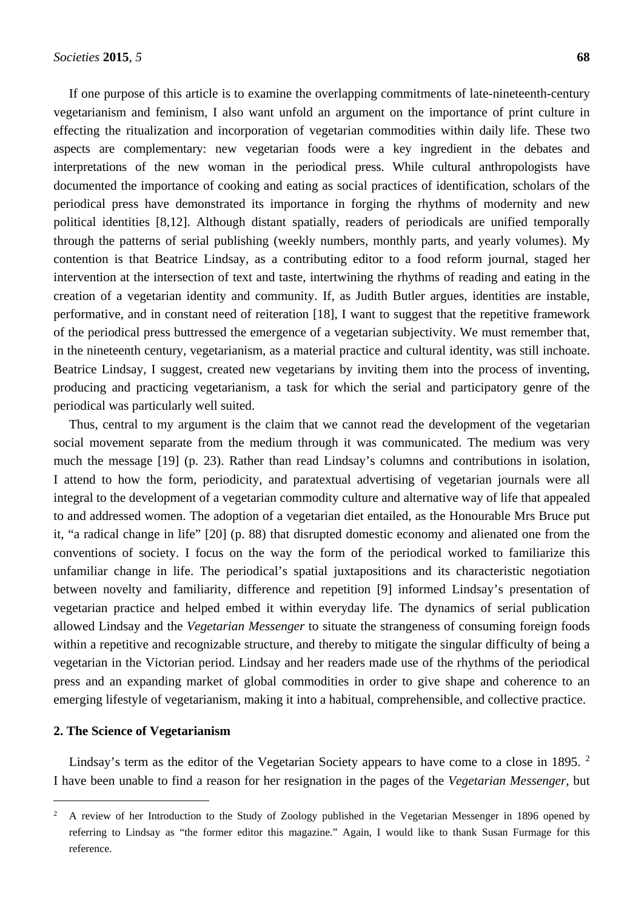If one purpose of this article is to examine the overlapping commitments of late-nineteenth-century vegetarianism and feminism, I also want unfold an argument on the importance of print culture in effecting the ritualization and incorporation of vegetarian commodities within daily life. These two aspects are complementary: new vegetarian foods were a key ingredient in the debates and interpretations of the new woman in the periodical press. While cultural anthropologists have documented the importance of cooking and eating as social practices of identification, scholars of the periodical press have demonstrated its importance in forging the rhythms of modernity and new political identities [8,12]. Although distant spatially, readers of periodicals are unified temporally through the patterns of serial publishing (weekly numbers, monthly parts, and yearly volumes). My contention is that Beatrice Lindsay, as a contributing editor to a food reform journal, staged her intervention at the intersection of text and taste, intertwining the rhythms of reading and eating in the creation of a vegetarian identity and community. If, as Judith Butler argues, identities are instable, performative, and in constant need of reiteration [18], I want to suggest that the repetitive framework of the periodical press buttressed the emergence of a vegetarian subjectivity. We must remember that, in the nineteenth century, vegetarianism, as a material practice and cultural identity, was still inchoate. Beatrice Lindsay, I suggest, created new vegetarians by inviting them into the process of inventing, producing and practicing vegetarianism, a task for which the serial and participatory genre of the periodical was particularly well suited.

Thus, central to my argument is the claim that we cannot read the development of the vegetarian social movement separate from the medium through it was communicated. The medium was very much the message [19] (p. 23). Rather than read Lindsay's columns and contributions in isolation, I attend to how the form, periodicity, and paratextual advertising of vegetarian journals were all integral to the development of a vegetarian commodity culture and alternative way of life that appealed to and addressed women. The adoption of a vegetarian diet entailed, as the Honourable Mrs Bruce put it, "a radical change in life" [20] (p. 88) that disrupted domestic economy and alienated one from the conventions of society. I focus on the way the form of the periodical worked to familiarize this unfamiliar change in life. The periodical's spatial juxtapositions and its characteristic negotiation between novelty and familiarity, difference and repetition [9] informed Lindsay's presentation of vegetarian practice and helped embed it within everyday life. The dynamics of serial publication allowed Lindsay and the *Vegetarian Messenger* to situate the strangeness of consuming foreign foods within a repetitive and recognizable structure, and thereby to mitigate the singular difficulty of being a vegetarian in the Victorian period. Lindsay and her readers made use of the rhythms of the periodical press and an expanding market of global commodities in order to give shape and coherence to an emerging lifestyle of vegetarianism, making it into a habitual, comprehensible, and collective practice.

## 2. The Science of Vegetarianism

Lindsay's term as the editor of the Vegetarian Society appears to have come to a close in 1895. [2] I have been unable to find a reason for her resignation in the pages of the *Vegetarian Messenger*, but

[2] A review of her Introduction to the Study of Zoology published in the Vegetarian Messenger in 1896 opened by referring to Lindsay as "the former editor this magazine." Again, I would like to thank Susan Furmage for this reference.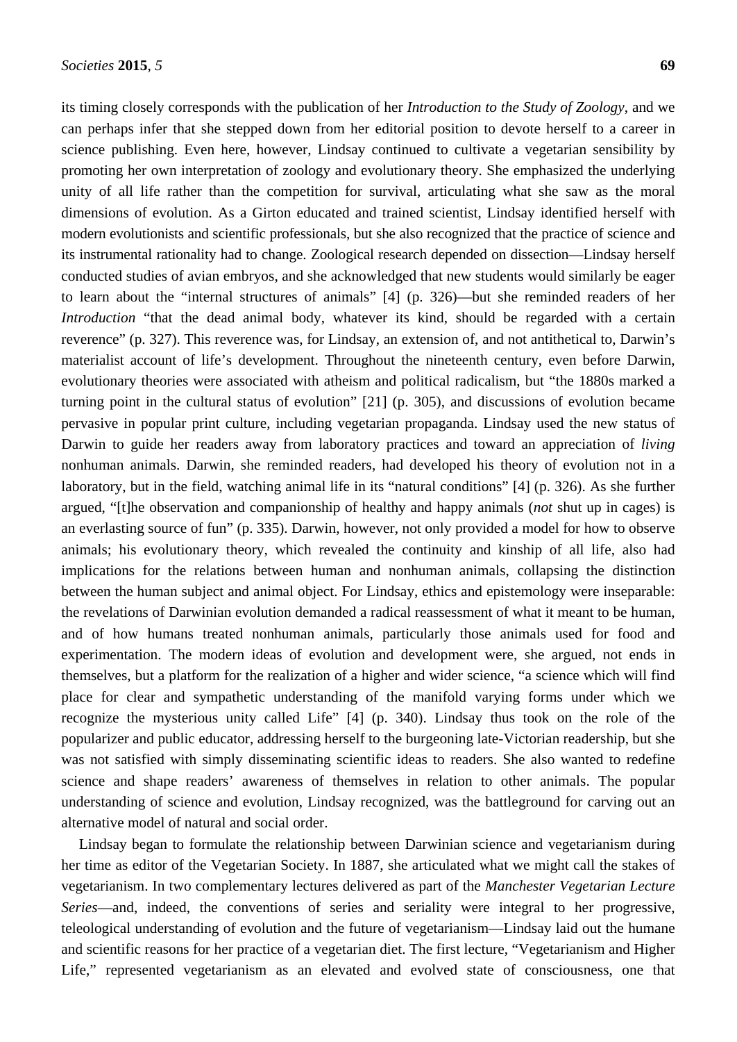its timing closely corresponds with the publication of her *Introduction to the Study of Zoology*, and we can perhaps infer that she stepped down from her editorial position to devote herself to a career in science publishing. Even here, however, Lindsay continued to cultivate a vegetarian sensibility by promoting her own interpretation of zoology and evolutionary theory. She emphasized the underlying unity of all life rather than the competition for survival, articulating what she saw as the moral dimensions of evolution. As a Girton educated and trained scientist, Lindsay identified herself with modern evolutionists and scientific professionals, but she also recognized that the practice of science and its instrumental rationality had to change. Zoological research depended on dissection—Lindsay herself conducted studies of avian embryos, and she acknowledged that new students would similarly be eager to learn about the "internal structures of animals" [4] (p. 326)—but she reminded readers of her *Introduction* "that the dead animal body, whatever its kind, should be regarded with a certain reverence" (p. 327). This reverence was, for Lindsay, an extension of, and not antithetical to, Darwin's materialist account of life's development. Throughout the nineteenth century, even before Darwin, evolutionary theories were associated with atheism and political radicalism, but "the 1880s marked a turning point in the cultural status of evolution" [21] (p. 305), and discussions of evolution became pervasive in popular print culture, including vegetarian propaganda. Lindsay used the new status of Darwin to guide her readers away from laboratory practices and toward an appreciation of *living* nonhuman animals. Darwin, she reminded readers, had developed his theory of evolution not in a laboratory, but in the field, watching animal life in its "natural conditions" [4] (p. 326). As she further argued, "[t]he observation and companionship of healthy and happy animals (*not* shut up in cages) is an everlasting source of fun" (p. 335). Darwin, however, not only provided a model for how to observe animals; his evolutionary theory, which revealed the continuity and kinship of all life, also had implications for the relations between human and nonhuman animals, collapsing the distinction between the human subject and animal object. For Lindsay, ethics and epistemology were inseparable: the revelations of Darwinian evolution demanded a radical reassessment of what it meant to be human, and of how humans treated nonhuman animals, particularly those animals used for food and experimentation. The modern ideas of evolution and development were, she argued, not ends in themselves, but a platform for the realization of a higher and wider science, "a science which will find place for clear and sympathetic understanding of the manifold varying forms under which we recognize the mysterious unity called Life" [4] (p. 340). Lindsay thus took on the role of the popularizer and public educator, addressing herself to the burgeoning late-Victorian readership, but she was not satisfied with simply disseminating scientific ideas to readers. She also wanted to redefine science and shape readers' awareness of themselves in relation to other animals. The popular understanding of science and evolution, Lindsay recognized, was the battleground for carving out an alternative model of natural and social order.

Lindsay began to formulate the relationship between Darwinian science and vegetarianism during her time as editor of the Vegetarian Society. In 1887, she articulated what we might call the stakes of vegetarianism. In two complementary lectures delivered as part of the *Manchester Vegetarian Lecture Series*—and, indeed, the conventions of series and seriality were integral to her progressive, teleological understanding of evolution and the future of vegetarianism—Lindsay laid out the humane and scientific reasons for her practice of a vegetarian diet. The first lecture, "Vegetarianism and Higher Life," represented vegetarianism as an elevated and evolved state of consciousness, one that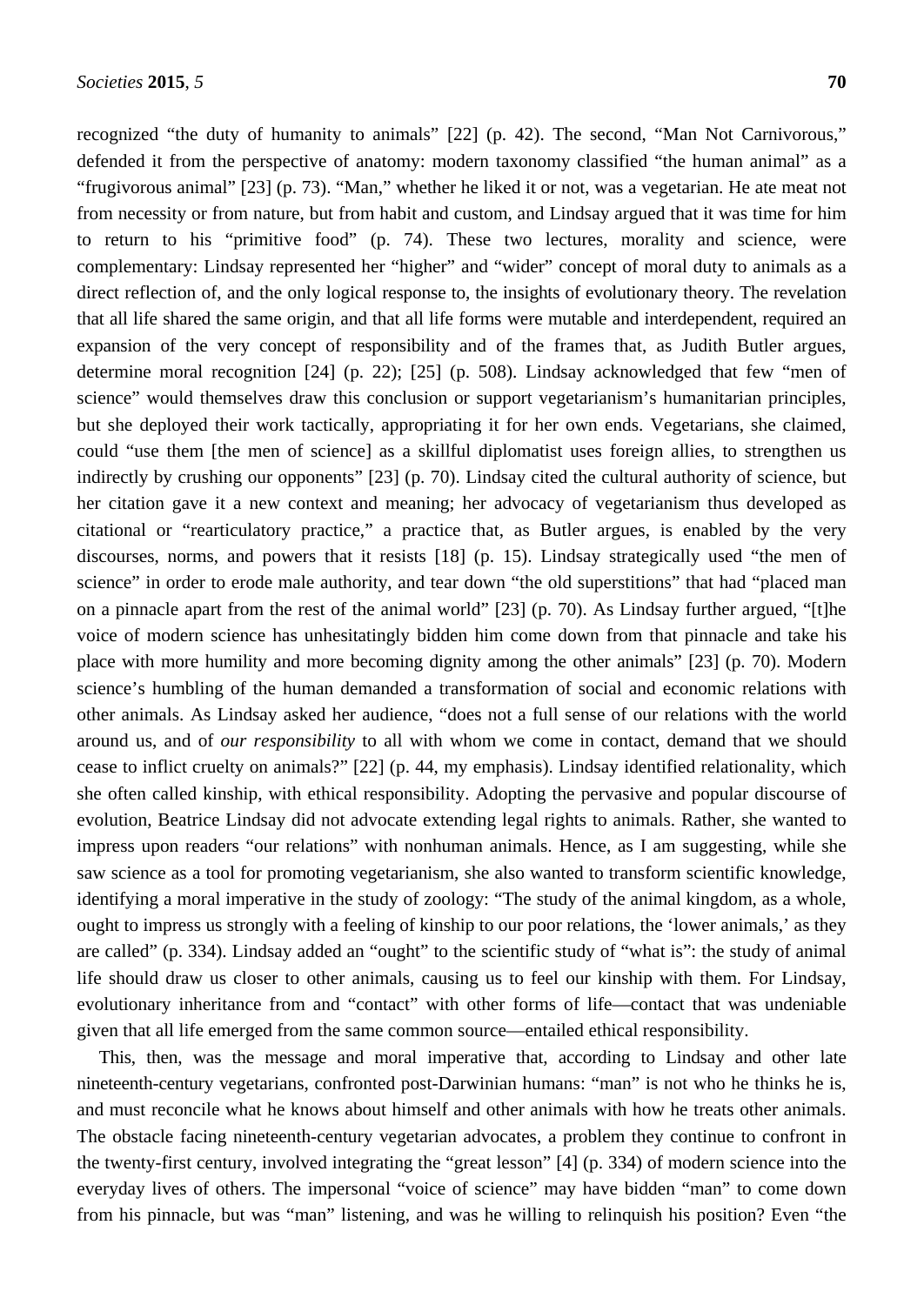recognized "the duty of humanity to animals" [22] (p. 42). The second, "Man Not Carnivorous," defended it from the perspective of anatomy: modern taxonomy classified "the human animal" as a "frugivorous animal" [23] (p. 73). "Man," whether he liked it or not, was a vegetarian. He ate meat not from necessity or from nature, but from habit and custom, and Lindsay argued that it was time for him to return to his "primitive food" (p. 74). These two lectures, morality and science, were complementary: Lindsay represented her "higher" and "wider" concept of moral duty to animals as a direct reflection of, and the only logical response to, the insights of evolutionary theory. The revelation that all life shared the same origin, and that all life forms were mutable and interdependent, required an expansion of the very concept of responsibility and of the frames that, as Judith Butler argues, determine moral recognition [24] (p. 22); [25] (p. 508). Lindsay acknowledged that few "men of science" would themselves draw this conclusion or support vegetarianism's humanitarian principles, but she deployed their work tactically, appropriating it for her own ends. Vegetarians, she claimed, could "use them [the men of science] as a skillful diplomatist uses foreign allies, to strengthen us indirectly by crushing our opponents" [23] (p. 70). Lindsay cited the cultural authority of science, but her citation gave it a new context and meaning; her advocacy of vegetarianism thus developed as citational or "rearticulatory practice," a practice that, as Butler argues, is enabled by the very discourses, norms, and powers that it resists [18] (p. 15). Lindsay strategically used "the men of science" in order to erode male authority, and tear down "the old superstitions" that had "placed man on a pinnacle apart from the rest of the animal world" [23] (p. 70). As Lindsay further argued, "[t]he voice of modern science has unhesitatingly bidden him come down from that pinnacle and take his place with more humility and more becoming dignity among the other animals" [23] (p. 70). Modern science's humbling of the human demanded a transformation of social and economic relations with other animals. As Lindsay asked her audience, "does not a full sense of our relations with the world around us, and of *our responsibility* to all with whom we come in contact, demand that we should cease to inflict cruelty on animals?" [22] (p. 44, my emphasis). Lindsay identified relationality, which she often called kinship, with ethical responsibility. Adopting the pervasive and popular discourse of evolution, Beatrice Lindsay did not advocate extending legal rights to animals. Rather, she wanted to impress upon readers "our relations" with nonhuman animals. Hence, as I am suggesting, while she saw science as a tool for promoting vegetarianism, she also wanted to transform scientific knowledge, identifying a moral imperative in the study of zoology: "The study of the animal kingdom, as a whole, ought to impress us strongly with a feeling of kinship to our poor relations, the 'lower animals,' as they are called" (p. 334). Lindsay added an "ought" to the scientific study of "what is": the study of animal life should draw us closer to other animals, causing us to feel our kinship with them. For Lindsay, evolutionary inheritance from and "contact" with other forms of life—contact that was undeniable given that all life emerged from the same common source—entailed ethical responsibility.

This, then, was the message and moral imperative that, according to Lindsay and other late nineteenth-century vegetarians, confronted post-Darwinian humans: "man" is not who he thinks he is, and must reconcile what he knows about himself and other animals with how he treats other animals. The obstacle facing nineteenth-century vegetarian advocates, a problem they continue to confront in the twenty-first century, involved integrating the "great lesson" [4] (p. 334) of modern science into the everyday lives of others. The impersonal "voice of science" may have bidden "man" to come down from his pinnacle, but was "man" listening, and was he willing to relinquish his position? Even "the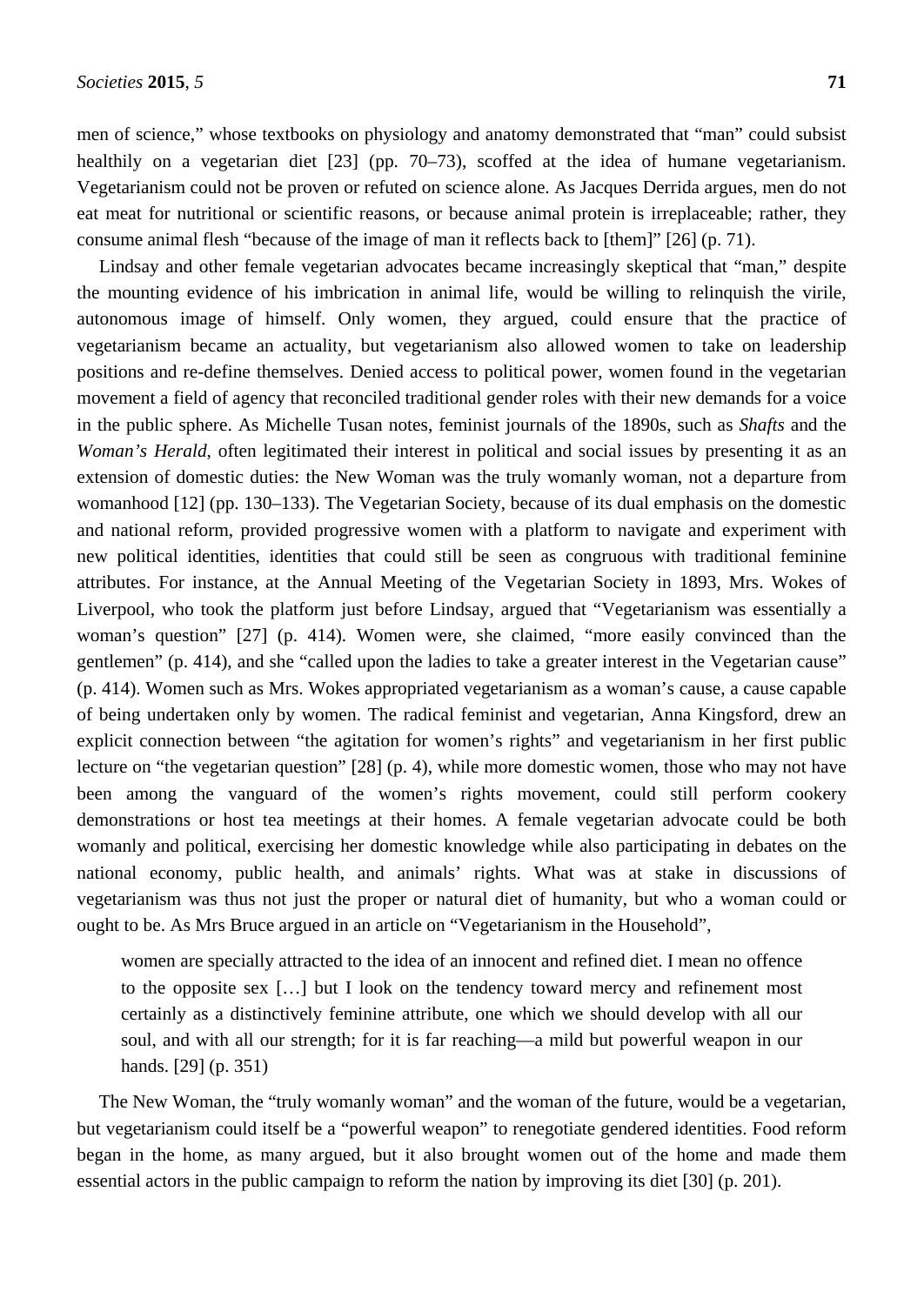men of science," whose textbooks on physiology and anatomy demonstrated that "man" could subsist healthily on a vegetarian diet [23] (pp. 70–73), scoffed at the idea of humane vegetarianism. Vegetarianism could not be proven or refuted on science alone. As Jacques Derrida argues, men do not eat meat for nutritional or scientific reasons, or because animal protein is irreplaceable; rather, they consume animal flesh "because of the image of man it reflects back to [them]" [26] (p. 71).

Lindsay and other female vegetarian advocates became increasingly skeptical that "man," despite the mounting evidence of his imbrication in animal life, would be willing to relinquish the virile, autonomous image of himself. Only women, they argued, could ensure that the practice of vegetarianism became an actuality, but vegetarianism also allowed women to take on leadership positions and re-define themselves. Denied access to political power, women found in the vegetarian movement a field of agency that reconciled traditional gender roles with their new demands for a voice in the public sphere. As Michelle Tusan notes, feminist journals of the 1890s, such as *Shafts* and the *Woman's Herald*, often legitimated their interest in political and social issues by presenting it as an extension of domestic duties: the New Woman was the truly womanly woman, not a departure from womanhood [12] (pp. 130–133). The Vegetarian Society, because of its dual emphasis on the domestic and national reform, provided progressive women with a platform to navigate and experiment with new political identities, identities that could still be seen as congruous with traditional feminine attributes. For instance, at the Annual Meeting of the Vegetarian Society in 1893, Mrs. Wokes of Liverpool, who took the platform just before Lindsay, argued that "Vegetarianism was essentially a woman's question" [27] (p. 414). Women were, she claimed, "more easily convinced than the gentlemen" (p. 414), and she "called upon the ladies to take a greater interest in the Vegetarian cause" (p. 414). Women such as Mrs. Wokes appropriated vegetarianism as a woman's cause, a cause capable of being undertaken only by women. The radical feminist and vegetarian, Anna Kingsford, drew an explicit connection between "the agitation for women's rights" and vegetarianism in her first public lecture on "the vegetarian question" [28] (p. 4), while more domestic women, those who may not have been among the vanguard of the women's rights movement, could still perform cookery demonstrations or host tea meetings at their homes. A female vegetarian advocate could be both womanly and political, exercising her domestic knowledge while also participating in debates on the national economy, public health, and animals' rights. What was at stake in discussions of vegetarianism was thus not just the proper or natural diet of humanity, but who a woman could or ought to be. As Mrs Bruce argued in an article on "Vegetarianism in the Household",

> women are specially attracted to the idea of an innocent and refined diet. I mean no offence to the opposite sex […] but I look on the tendency toward mercy and refinement most certainly as a distinctively feminine attribute, one which we should develop with all our soul, and with all our strength; for it is far reaching—a mild but powerful weapon in our hands. [29] (p. 351)

The New Woman, the "truly womanly woman" and the woman of the future, would be a vegetarian, but vegetarianism could itself be a "powerful weapon" to renegotiate gendered identities. Food reform began in the home, as many argued, but it also brought women out of the home and made them essential actors in the public campaign to reform the nation by improving its diet [30] (p. 201).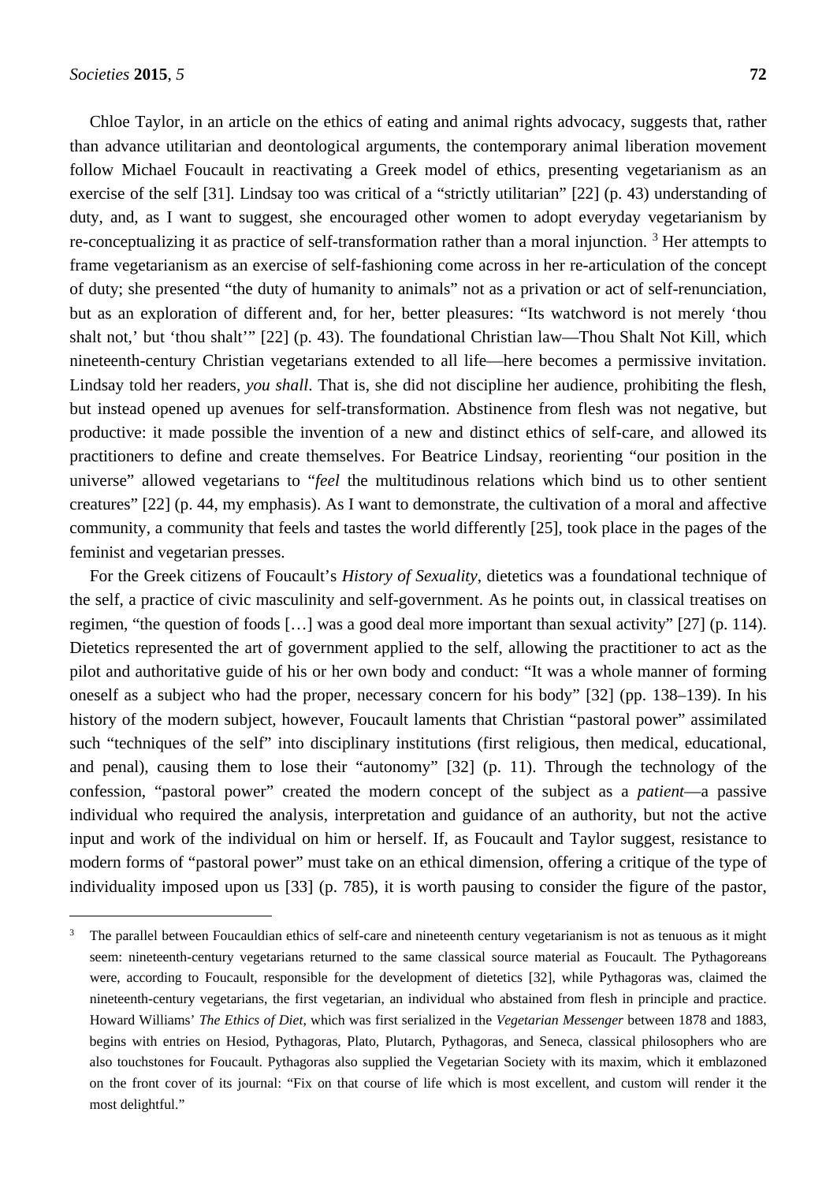Chloe Taylor, in an article on the ethics of eating and animal rights advocacy, suggests that, rather than advance utilitarian and deontological arguments, the contemporary animal liberation movement follow Michael Foucault in reactivating a Greek model of ethics, presenting vegetarianism as an exercise of the self [31]. Lindsay too was critical of a "strictly utilitarian" [22] (p. 43) understanding of duty, and, as I want to suggest, she encouraged other women to adopt everyday vegetarianism by re-conceptualizing it as practice of self-transformation rather than a moral injunction. [3] Her attempts to frame vegetarianism as an exercise of self-fashioning come across in her re-articulation of the concept of duty; she presented "the duty of humanity to animals" not as a privation or act of self-renunciation, but as an exploration of different and, for her, better pleasures: "Its watchword is not merely 'thou shalt not,' but 'thou shalt'" [22] (p. 43). The foundational Christian law—Thou Shalt Not Kill, which nineteenth-century Christian vegetarians extended to all life—here becomes a permissive invitation. Lindsay told her readers, *you shall*. That is, she did not discipline her audience, prohibiting the flesh, but instead opened up avenues for self-transformation. Abstinence from flesh was not negative, but productive: it made possible the invention of a new and distinct ethics of self-care, and allowed its practitioners to define and create themselves. For Beatrice Lindsay, reorienting "our position in the universe" allowed vegetarians to "*feel* the multitudinous relations which bind us to other sentient creatures" [22] (p. 44, my emphasis). As I want to demonstrate, the cultivation of a moral and affective community, a community that feels and tastes the world differently [25], took place in the pages of the feminist and vegetarian presses.

For the Greek citizens of Foucault's *History of Sexuality*, dietetics was a foundational technique of the self, a practice of civic masculinity and self-government. As he points out, in classical treatises on regimen, "the question of foods […] was a good deal more important than sexual activity" [27] (p. 114). Dietetics represented the art of government applied to the self, allowing the practitioner to act as the pilot and authoritative guide of his or her own body and conduct: "It was a whole manner of forming oneself as a subject who had the proper, necessary concern for his body" [32] (pp. 138–139). In his history of the modern subject, however, Foucault laments that Christian "pastoral power" assimilated such "techniques of the self" into disciplinary institutions (first religious, then medical, educational, and penal), causing them to lose their "autonomy" [32] (p. 11). Through the technology of the confession, "pastoral power" created the modern concept of the subject as a *patient*—a passive individual who required the analysis, interpretation and guidance of an authority, but not the active input and work of the individual on him or herself. If, as Foucault and Taylor suggest, resistance to modern forms of "pastoral power" must take on an ethical dimension, offering a critique of the type of individuality imposed upon us [33] (p. 785), it is worth pausing to consider the figure of the pastor,

[3] The parallel between Foucauldian ethics of self-care and nineteenth century vegetarianism is not as tenuous as it might seem: nineteenth-century vegetarians returned to the same classical source material as Foucault. The Pythagoreans were, according to Foucault, responsible for the development of dietetics [32], while Pythagoras was, claimed the nineteenth-century vegetarians, the first vegetarian, an individual who abstained from flesh in principle and practice. Howard Williams' *The Ethics of Diet*, which was first serialized in the *Vegetarian Messenger* between 1878 and 1883, begins with entries on Hesiod, Pythagoras, Plato, Plutarch, Pythagoras, and Seneca, classical philosophers who are also touchstones for Foucault. Pythagoras also supplied the Vegetarian Society with its maxim, which it emblazoned on the front cover of its journal: "Fix on that course of life which is most excellent, and custom will render it the most delightful."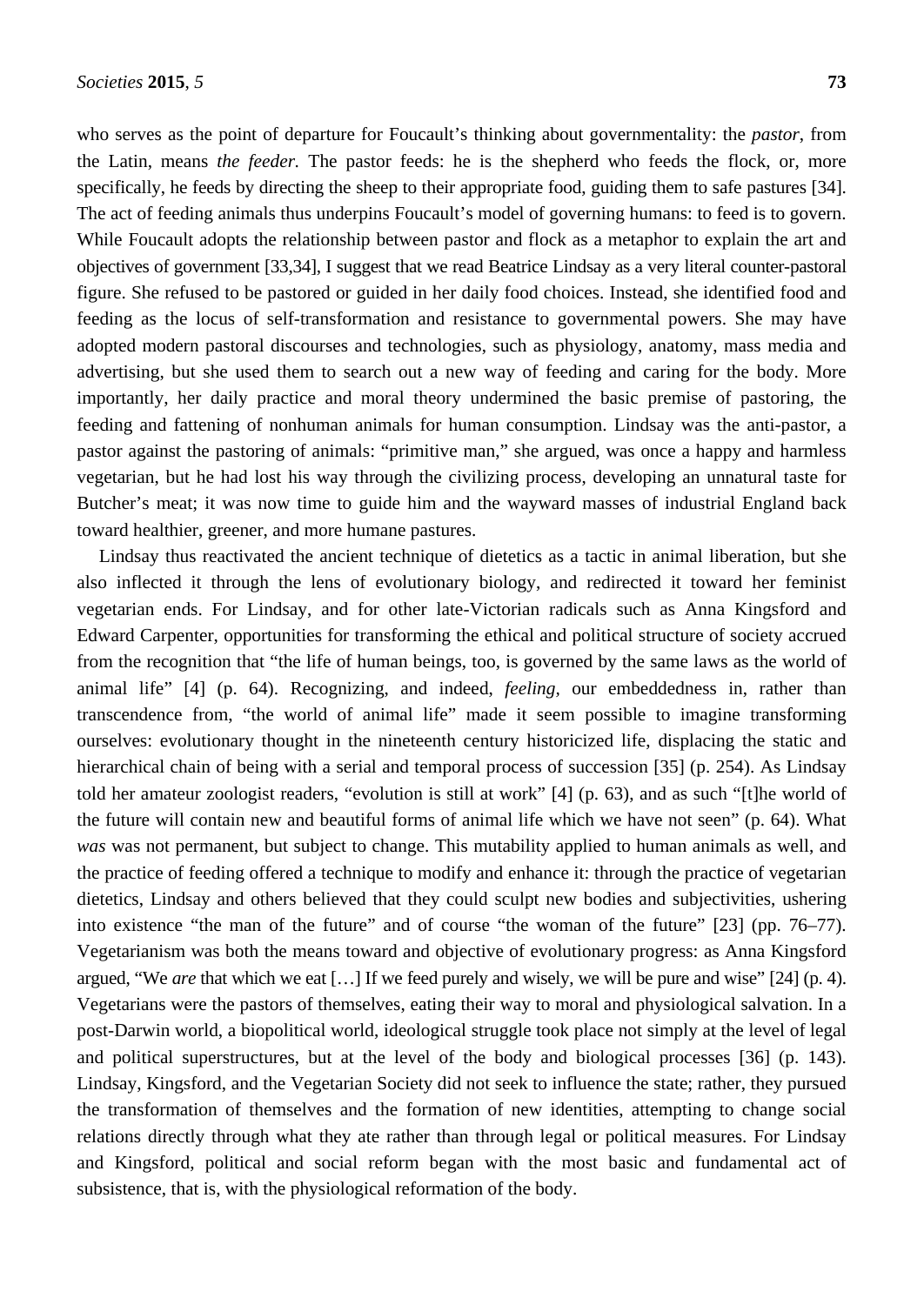who serves as the point of departure for Foucault's thinking about governmentality: the *pastor*, from the Latin, means *the feeder.* The pastor feeds: he is the shepherd who feeds the flock, or, more specifically, he feeds by directing the sheep to their appropriate food, guiding them to safe pastures [34]. The act of feeding animals thus underpins Foucault's model of governing humans: to feed is to govern. While Foucault adopts the relationship between pastor and flock as a metaphor to explain the art and objectives of government [33,34], I suggest that we read Beatrice Lindsay as a very literal counter-pastoral figure. She refused to be pastored or guided in her daily food choices. Instead, she identified food and feeding as the locus of self-transformation and resistance to governmental powers. She may have adopted modern pastoral discourses and technologies, such as physiology, anatomy, mass media and advertising, but she used them to search out a new way of feeding and caring for the body. More importantly, her daily practice and moral theory undermined the basic premise of pastoring, the feeding and fattening of nonhuman animals for human consumption. Lindsay was the anti-pastor, a pastor against the pastoring of animals: "primitive man," she argued, was once a happy and harmless vegetarian, but he had lost his way through the civilizing process, developing an unnatural taste for Butcher's meat; it was now time to guide him and the wayward masses of industrial England back toward healthier, greener, and more humane pastures.

Lindsay thus reactivated the ancient technique of dietetics as a tactic in animal liberation, but she also inflected it through the lens of evolutionary biology, and redirected it toward her feminist vegetarian ends. For Lindsay, and for other late-Victorian radicals such as Anna Kingsford and Edward Carpenter, opportunities for transforming the ethical and political structure of society accrued from the recognition that "the life of human beings, too, is governed by the same laws as the world of animal life" [4] (p. 64). Recognizing, and indeed, *feeling*, our embeddedness in, rather than transcendence from, "the world of animal life" made it seem possible to imagine transforming ourselves: evolutionary thought in the nineteenth century historicized life, displacing the static and hierarchical chain of being with a serial and temporal process of succession [35] (p. 254). As Lindsay told her amateur zoologist readers, "evolution is still at work" [4] (p. 63), and as such "[t]he world of the future will contain new and beautiful forms of animal life which we have not seen" (p. 64). What *was* was not permanent, but subject to change. This mutability applied to human animals as well, and the practice of feeding offered a technique to modify and enhance it: through the practice of vegetarian dietetics, Lindsay and others believed that they could sculpt new bodies and subjectivities, ushering into existence "the man of the future" and of course "the woman of the future" [23] (pp. 76–77). Vegetarianism was both the means toward and objective of evolutionary progress: as Anna Kingsford argued, "We *are* that which we eat […] If we feed purely and wisely, we will be pure and wise" [24] (p. 4). Vegetarians were the pastors of themselves, eating their way to moral and physiological salvation. In a post-Darwin world, a biopolitical world, ideological struggle took place not simply at the level of legal and political superstructures, but at the level of the body and biological processes [36] (p. 143). Lindsay, Kingsford, and the Vegetarian Society did not seek to influence the state; rather, they pursued the transformation of themselves and the formation of new identities, attempting to change social relations directly through what they ate rather than through legal or political measures. For Lindsay and Kingsford, political and social reform began with the most basic and fundamental act of subsistence, that is, with the physiological reformation of the body.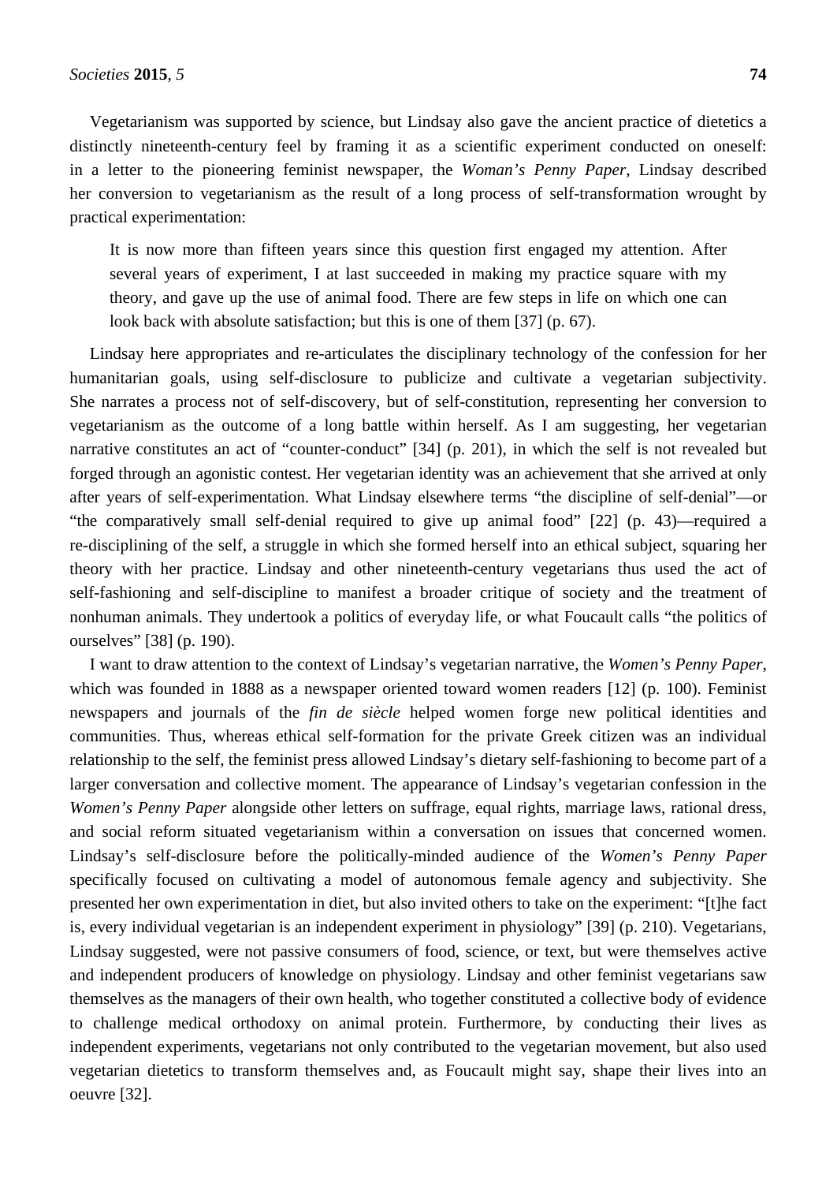Vegetarianism was supported by science, but Lindsay also gave the ancient practice of dietetics a distinctly nineteenth-century feel by framing it as a scientific experiment conducted on oneself: in a letter to the pioneering feminist newspaper, the *Woman's Penny Paper*, Lindsay described her conversion to vegetarianism as the result of a long process of self-transformation wrought by practical experimentation:

> It is now more than fifteen years since this question first engaged my attention. After several years of experiment, I at last succeeded in making my practice square with my theory, and gave up the use of animal food. There are few steps in life on which one can look back with absolute satisfaction; but this is one of them [37] (p. 67).

Lindsay here appropriates and re-articulates the disciplinary technology of the confession for her humanitarian goals, using self-disclosure to publicize and cultivate a vegetarian subjectivity. She narrates a process not of self-discovery, but of self-constitution, representing her conversion to vegetarianism as the outcome of a long battle within herself. As I am suggesting, her vegetarian narrative constitutes an act of "counter-conduct" [34] (p. 201), in which the self is not revealed but forged through an agonistic contest. Her vegetarian identity was an achievement that she arrived at only after years of self-experimentation. What Lindsay elsewhere terms "the discipline of self-denial"—or "the comparatively small self-denial required to give up animal food" [22] (p. 43)—required a re-disciplining of the self, a struggle in which she formed herself into an ethical subject, squaring her theory with her practice. Lindsay and other nineteenth-century vegetarians thus used the act of self-fashioning and self-discipline to manifest a broader critique of society and the treatment of nonhuman animals. They undertook a politics of everyday life, or what Foucault calls "the politics of ourselves" [38] (p. 190).

I want to draw attention to the context of Lindsay's vegetarian narrative, the *Women's Penny Paper*, which was founded in 1888 as a newspaper oriented toward women readers [12] (p. 100). Feminist newspapers and journals of the *fin de siècle* helped women forge new political identities and communities. Thus, whereas ethical self-formation for the private Greek citizen was an individual relationship to the self, the feminist press allowed Lindsay's dietary self-fashioning to become part of a larger conversation and collective moment. The appearance of Lindsay's vegetarian confession in the *Women's Penny Paper* alongside other letters on suffrage, equal rights, marriage laws, rational dress, and social reform situated vegetarianism within a conversation on issues that concerned women. Lindsay's self-disclosure before the politically-minded audience of the *Women's Penny Paper* specifically focused on cultivating a model of autonomous female agency and subjectivity. She presented her own experimentation in diet, but also invited others to take on the experiment: "[t]he fact is, every individual vegetarian is an independent experiment in physiology" [39] (p. 210). Vegetarians, Lindsay suggested, were not passive consumers of food, science, or text, but were themselves active and independent producers of knowledge on physiology. Lindsay and other feminist vegetarians saw themselves as the managers of their own health, who together constituted a collective body of evidence to challenge medical orthodoxy on animal protein. Furthermore, by conducting their lives as independent experiments, vegetarians not only contributed to the vegetarian movement, but also used vegetarian dietetics to transform themselves and, as Foucault might say, shape their lives into an oeuvre [32].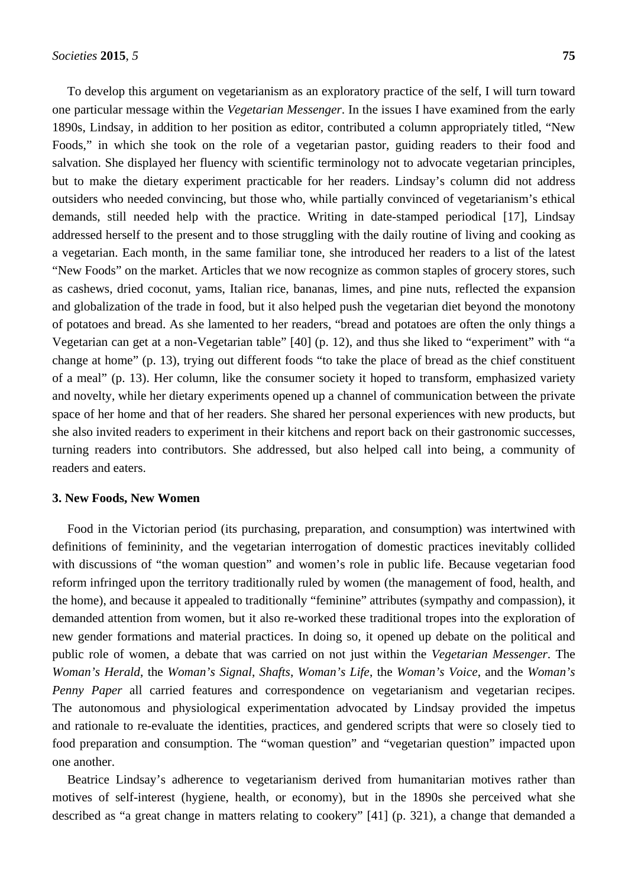To develop this argument on vegetarianism as an exploratory practice of the self, I will turn toward one particular message within the *Vegetarian Messenger*. In the issues I have examined from the early 1890s, Lindsay, in addition to her position as editor, contributed a column appropriately titled, "New Foods," in which she took on the role of a vegetarian pastor, guiding readers to their food and salvation. She displayed her fluency with scientific terminology not to advocate vegetarian principles, but to make the dietary experiment practicable for her readers. Lindsay's column did not address outsiders who needed convincing, but those who, while partially convinced of vegetarianism's ethical demands, still needed help with the practice. Writing in date-stamped periodical [17], Lindsay addressed herself to the present and to those struggling with the daily routine of living and cooking as a vegetarian. Each month, in the same familiar tone, she introduced her readers to a list of the latest "New Foods" on the market. Articles that we now recognize as common staples of grocery stores, such as cashews, dried coconut, yams, Italian rice, bananas, limes, and pine nuts, reflected the expansion and globalization of the trade in food, but it also helped push the vegetarian diet beyond the monotony of potatoes and bread. As she lamented to her readers, "bread and potatoes are often the only things a Vegetarian can get at a non-Vegetarian table" [40] (p. 12), and thus she liked to "experiment" with "a change at home" (p. 13), trying out different foods "to take the place of bread as the chief constituent of a meal" (p. 13). Her column, like the consumer society it hoped to transform, emphasized variety and novelty, while her dietary experiments opened up a channel of communication between the private space of her home and that of her readers. She shared her personal experiences with new products, but she also invited readers to experiment in their kitchens and report back on their gastronomic successes, turning readers into contributors. She addressed, but also helped call into being, a community of readers and eaters.

### 3. New Foods, New Women

Food in the Victorian period (its purchasing, preparation, and consumption) was intertwined with definitions of femininity, and the vegetarian interrogation of domestic practices inevitably collided with discussions of "the woman question" and women's role in public life. Because vegetarian food reform infringed upon the territory traditionally ruled by women (the management of food, health, and the home), and because it appealed to traditionally "feminine" attributes (sympathy and compassion), it demanded attention from women, but it also re-worked these traditional tropes into the exploration of new gender formations and material practices. In doing so, it opened up debate on the political and public role of women, a debate that was carried on not just within the *Vegetarian Messenger*. The *Woman's Herald*, the *Woman's Signal*, *Shafts*, *Woman's Life*, the *Woman's Voice*, and the *Woman's Penny Paper* all carried features and correspondence on vegetarianism and vegetarian recipes. The autonomous and physiological experimentation advocated by Lindsay provided the impetus and rationale to re-evaluate the identities, practices, and gendered scripts that were so closely tied to food preparation and consumption. The "woman question" and "vegetarian question" impacted upon one another.

Beatrice Lindsay's adherence to vegetarianism derived from humanitarian motives rather than motives of self-interest (hygiene, health, or economy), but in the 1890s she perceived what she described as "a great change in matters relating to cookery" [41] (p. 321), a change that demanded a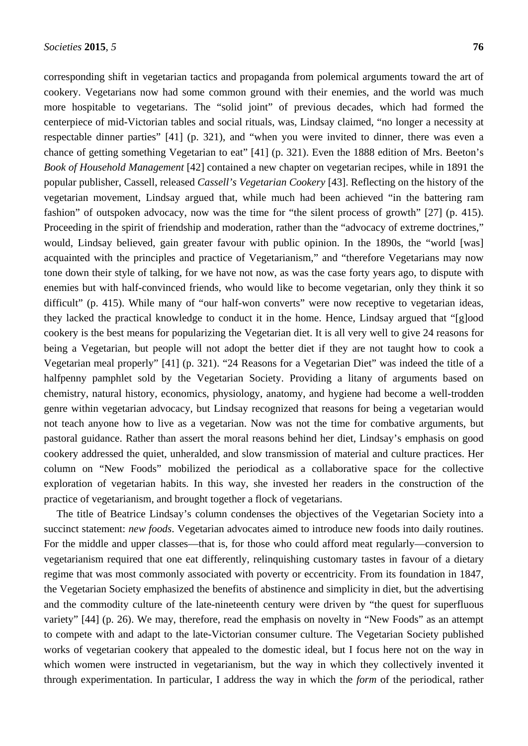corresponding shift in vegetarian tactics and propaganda from polemical arguments toward the art of cookery. Vegetarians now had some common ground with their enemies, and the world was much more hospitable to vegetarians. The "solid joint" of previous decades, which had formed the centerpiece of mid-Victorian tables and social rituals, was, Lindsay claimed, "no longer a necessity at respectable dinner parties" [41] (p. 321), and "when you were invited to dinner, there was even a chance of getting something Vegetarian to eat" [41] (p. 321). Even the 1888 edition of Mrs. Beeton's *Book of Household Management* [42] contained a new chapter on vegetarian recipes, while in 1891 the popular publisher, Cassell, released *Cassell's Vegetarian Cookery* [43]. Reflecting on the history of the vegetarian movement, Lindsay argued that, while much had been achieved "in the battering ram fashion" of outspoken advocacy, now was the time for "the silent process of growth" [27] (p. 415). Proceeding in the spirit of friendship and moderation, rather than the "advocacy of extreme doctrines," would, Lindsay believed, gain greater favour with public opinion. In the 1890s, the "world [was] acquainted with the principles and practice of Vegetarianism," and "therefore Vegetarians may now tone down their style of talking, for we have not now, as was the case forty years ago, to dispute with enemies but with half-convinced friends, who would like to become vegetarian, only they think it so difficult" (p. 415). While many of "our half-won converts" were now receptive to vegetarian ideas, they lacked the practical knowledge to conduct it in the home. Hence, Lindsay argued that "[g]ood cookery is the best means for popularizing the Vegetarian diet. It is all very well to give 24 reasons for being a Vegetarian, but people will not adopt the better diet if they are not taught how to cook a Vegetarian meal properly" [41] (p. 321). "24 Reasons for a Vegetarian Diet" was indeed the title of a halfpenny pamphlet sold by the Vegetarian Society. Providing a litany of arguments based on chemistry, natural history, economics, physiology, anatomy, and hygiene had become a well-trodden genre within vegetarian advocacy, but Lindsay recognized that reasons for being a vegetarian would not teach anyone how to live as a vegetarian. Now was not the time for combative arguments, but pastoral guidance. Rather than assert the moral reasons behind her diet, Lindsay's emphasis on good cookery addressed the quiet, unheralded, and slow transmission of material and culture practices. Her column on "New Foods" mobilized the periodical as a collaborative space for the collective exploration of vegetarian habits. In this way, she invested her readers in the construction of the practice of vegetarianism, and brought together a flock of vegetarians.

The title of Beatrice Lindsay's column condenses the objectives of the Vegetarian Society into a succinct statement: *new foods*. Vegetarian advocates aimed to introduce new foods into daily routines. For the middle and upper classes—that is, for those who could afford meat regularly—conversion to vegetarianism required that one eat differently, relinquishing customary tastes in favour of a dietary regime that was most commonly associated with poverty or eccentricity. From its foundation in 1847, the Vegetarian Society emphasized the benefits of abstinence and simplicity in diet, but the advertising and the commodity culture of the late-nineteenth century were driven by "the quest for superfluous variety" [44] (p. 26). We may, therefore, read the emphasis on novelty in "New Foods" as an attempt to compete with and adapt to the late-Victorian consumer culture. The Vegetarian Society published works of vegetarian cookery that appealed to the domestic ideal, but I focus here not on the way in which women were instructed in vegetarianism, but the way in which they collectively invented it through experimentation. In particular, I address the way in which the *form* of the periodical, rather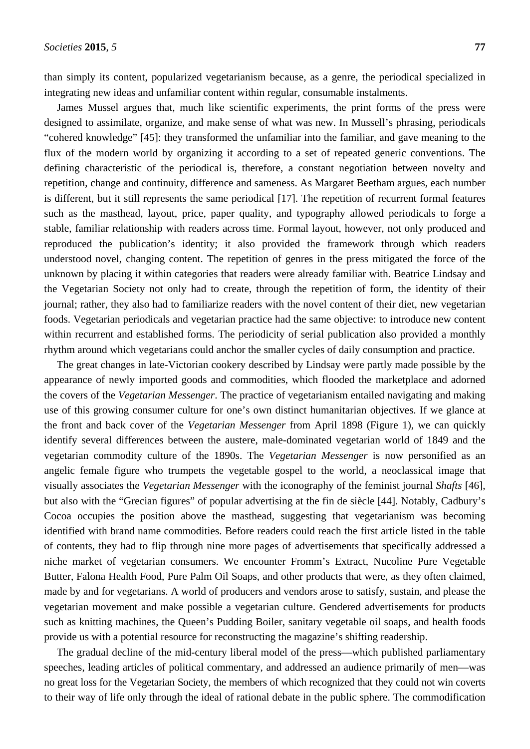than simply its content, popularized vegetarianism because, as a genre, the periodical specialized in integrating new ideas and unfamiliar content within regular, consumable instalments.

James Mussel argues that, much like scientific experiments, the print forms of the press were designed to assimilate, organize, and make sense of what was new. In Mussell's phrasing, periodicals "cohered knowledge" [45]: they transformed the unfamiliar into the familiar, and gave meaning to the flux of the modern world by organizing it according to a set of repeated generic conventions. The defining characteristic of the periodical is, therefore, a constant negotiation between novelty and repetition, change and continuity, difference and sameness. As Margaret Beetham argues, each number is different, but it still represents the same periodical [17]. The repetition of recurrent formal features such as the masthead, layout, price, paper quality, and typography allowed periodicals to forge a stable, familiar relationship with readers across time. Formal layout, however, not only produced and reproduced the publication's identity; it also provided the framework through which readers understood novel, changing content. The repetition of genres in the press mitigated the force of the unknown by placing it within categories that readers were already familiar with. Beatrice Lindsay and the Vegetarian Society not only had to create, through the repetition of form, the identity of their journal; rather, they also had to familiarize readers with the novel content of their diet, new vegetarian foods. Vegetarian periodicals and vegetarian practice had the same objective: to introduce new content within recurrent and established forms. The periodicity of serial publication also provided a monthly rhythm around which vegetarians could anchor the smaller cycles of daily consumption and practice.

The great changes in late-Victorian cookery described by Lindsay were partly made possible by the appearance of newly imported goods and commodities, which flooded the marketplace and adorned the covers of the *Vegetarian Messenger*. The practice of vegetarianism entailed navigating and making use of this growing consumer culture for one's own distinct humanitarian objectives. If we glance at the front and back cover of the *Vegetarian Messenger* from April 1898 (Figure 1), we can quickly identify several differences between the austere, male-dominated vegetarian world of 1849 and the vegetarian commodity culture of the 1890s. The *Vegetarian Messenger* is now personified as an angelic female figure who trumpets the vegetable gospel to the world, a neoclassical image that visually associates the *Vegetarian Messenger* with the iconography of the feminist journal *Shafts* [46], but also with the "Grecian figures" of popular advertising at the fin de siècle [44]. Notably, Cadbury's Cocoa occupies the position above the masthead, suggesting that vegetarianism was becoming identified with brand name commodities. Before readers could reach the first article listed in the table of contents, they had to flip through nine more pages of advertisements that specifically addressed a niche market of vegetarian consumers. We encounter Fromm's Extract, Nucoline Pure Vegetable Butter, Falona Health Food, Pure Palm Oil Soaps, and other products that were, as they often claimed, made by and for vegetarians. A world of producers and vendors arose to satisfy, sustain, and please the vegetarian movement and make possible a vegetarian culture. Gendered advertisements for products such as knitting machines, the Queen's Pudding Boiler, sanitary vegetable oil soaps, and health foods provide us with a potential resource for reconstructing the magazine's shifting readership.

The gradual decline of the mid-century liberal model of the press—which published parliamentary speeches, leading articles of political commentary, and addressed an audience primarily of men—was no great loss for the Vegetarian Society, the members of which recognized that they could not win coverts to their way of life only through the ideal of rational debate in the public sphere. The commodification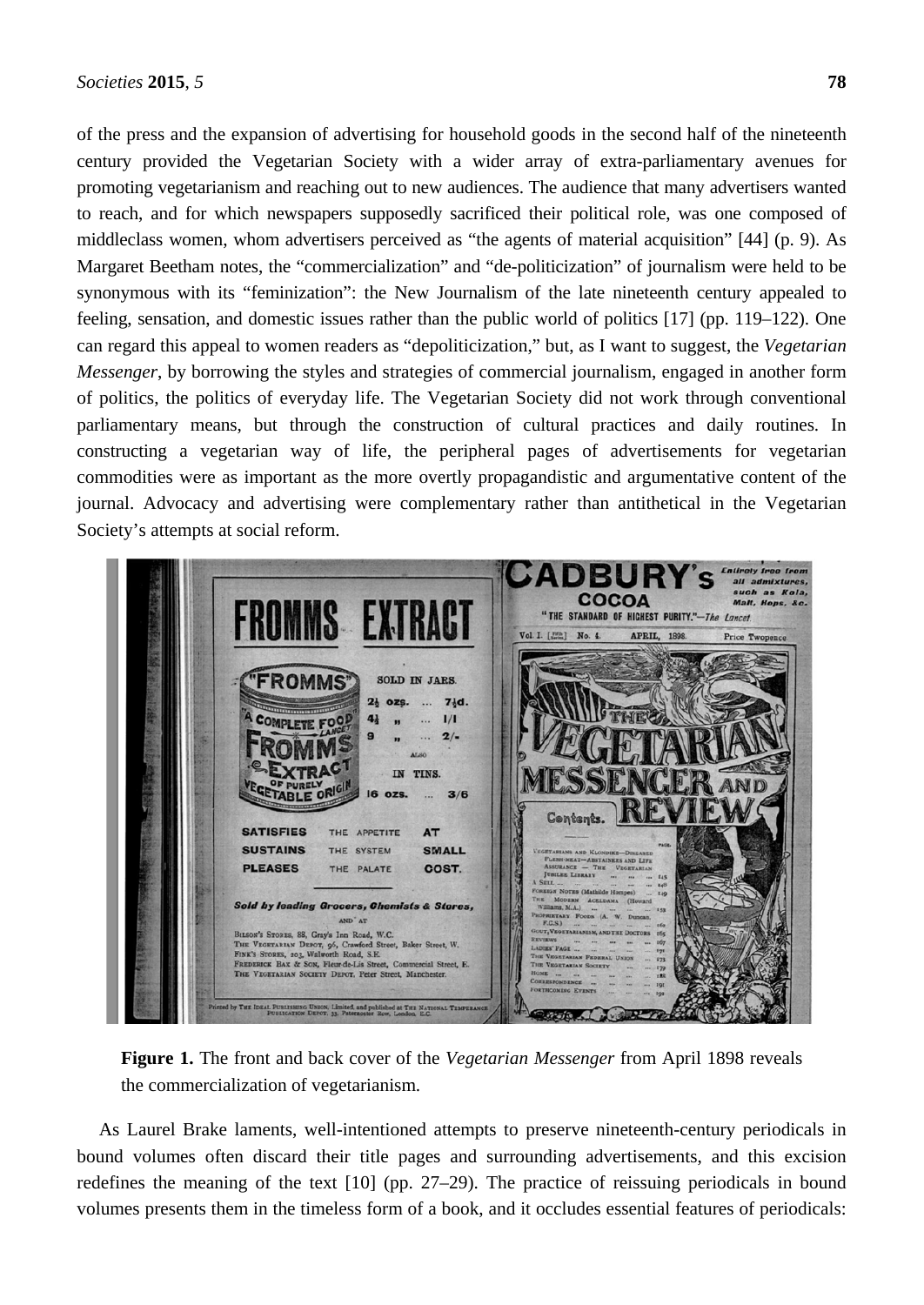of the press and the expansion of advertising for household goods in the second half of the nineteenth century provided the Vegetarian Society with a wider array of extra-parliamentary avenues for promoting vegetarianism and reaching out to new audiences. The audience that many advertisers wanted to reach, and for which newspapers supposedly sacrificed their political role, was one composed of middleclass women, whom advertisers perceived as "the agents of material acquisition" [44] (p. 9). As Margaret Beetham notes, the "commercialization" and "de-politicization" of journalism were held to be synonymous with its "feminization": the New Journalism of the late nineteenth century appealed to feeling, sensation, and domestic issues rather than the public world of politics [17] (pp. 119–122). One can regard this appeal to women readers as "depoliticization," but, as I want to suggest, the *Vegetarian Messenger*, by borrowing the styles and strategies of commercial journalism, engaged in another form of politics, the politics of everyday life. The Vegetarian Society did not work through conventional parliamentary means, but through the construction of cultural practices and daily routines. In constructing a vegetarian way of life, the peripheral pages of advertisements for vegetarian commodities were as important as the more overtly propagandistic and argumentative content of the journal. Advocacy and advertising were complementary rather than antithetical in the Vegetarian Society's attempts at social reform.

**Figure 1.** The front and back cover of the *Vegetarian Messenger* from April 1898 reveals the commercialization of vegetarianism.

As Laurel Brake laments, well-intentioned attempts to preserve nineteenth-century periodicals in bound volumes often discard their title pages and surrounding advertisements, and this excision redefines the meaning of the text [10] (pp. 27–29). The practice of reissuing periodicals in bound volumes presents them in the timeless form of a book, and it occludes essential features of periodicals: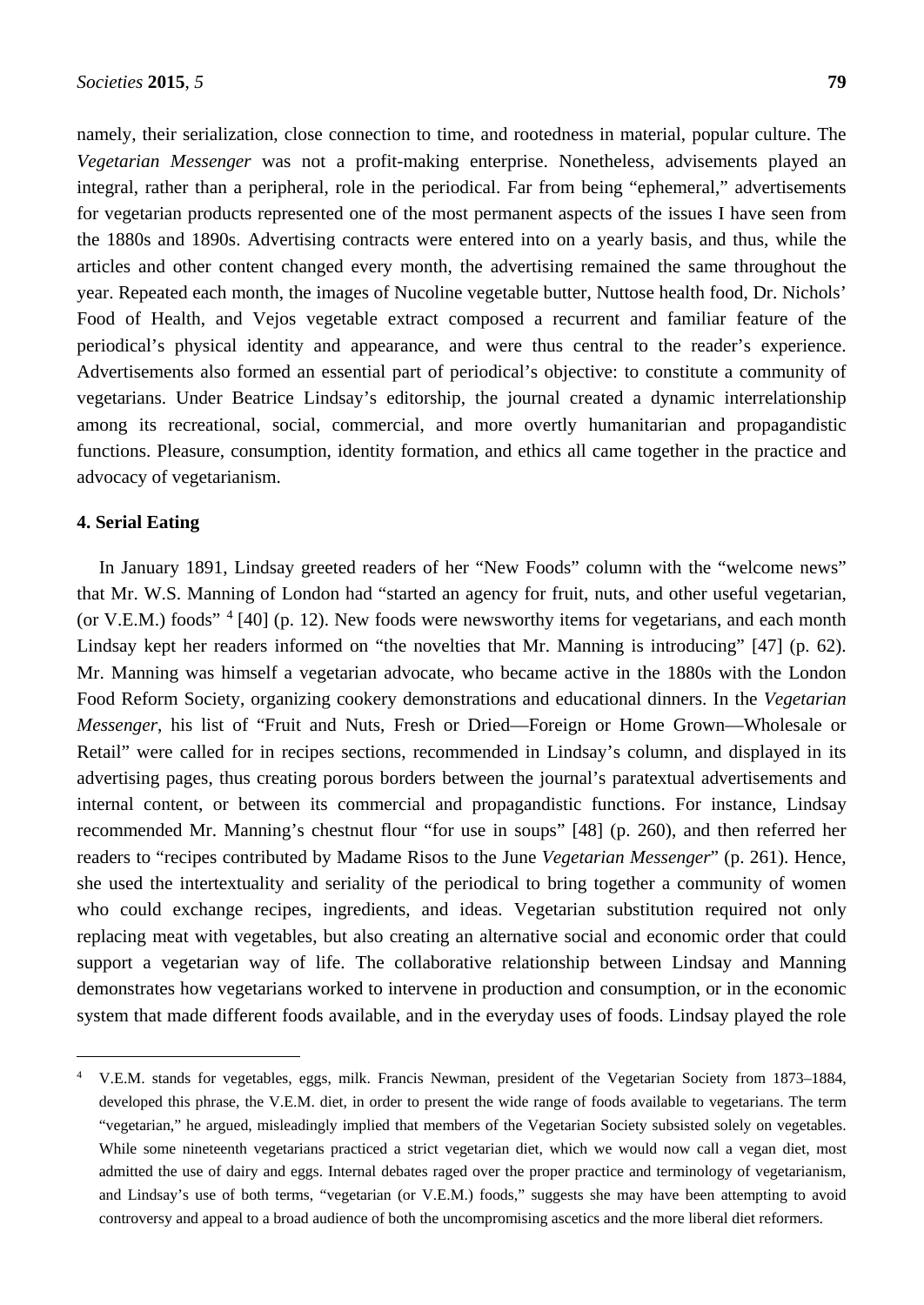namely, their serialization, close connection to time, and rootedness in material, popular culture. The *Vegetarian Messenger* was not a profit-making enterprise. Nonetheless, advisements played an integral, rather than a peripheral, role in the periodical. Far from being "ephemeral," advertisements for vegetarian products represented one of the most permanent aspects of the issues I have seen from the 1880s and 1890s. Advertising contracts were entered into on a yearly basis, and thus, while the articles and other content changed every month, the advertising remained the same throughout the year. Repeated each month, the images of Nucoline vegetable butter, Nuttose health food, Dr. Nichols' Food of Health, and Vejos vegetable extract composed a recurrent and familiar feature of the periodical's physical identity and appearance, and were thus central to the reader's experience. Advertisements also formed an essential part of periodical's objective: to constitute a community of vegetarians. Under Beatrice Lindsay's editorship, the journal created a dynamic interrelationship among its recreational, social, commercial, and more overtly humanitarian and propagandistic functions. Pleasure, consumption, identity formation, and ethics all came together in the practice and advocacy of vegetarianism.

## 4. Serial Eating

In January 1891, Lindsay greeted readers of her "New Foods" column with the "welcome news" that Mr. W.S. Manning of London had "started an agency for fruit, nuts, and other useful vegetarian, (or V.E.M.) foods" [4] [40] (p. 12). New foods were newsworthy items for vegetarians, and each month Lindsay kept her readers informed on "the novelties that Mr. Manning is introducing" [47] (p. 62). Mr. Manning was himself a vegetarian advocate, who became active in the 1880s with the London Food Reform Society, organizing cookery demonstrations and educational dinners. In the *Vegetarian Messenger*, his list of "Fruit and Nuts, Fresh or Dried—Foreign or Home Grown—Wholesale or Retail" were called for in recipes sections, recommended in Lindsay's column, and displayed in its advertising pages, thus creating porous borders between the journal's paratextual advertisements and internal content, or between its commercial and propagandistic functions. For instance, Lindsay recommended Mr. Manning's chestnut flour "for use in soups" [48] (p. 260), and then referred her readers to "recipes contributed by Madame Risos to the June *Vegetarian Messenger*" (p. 261). Hence, she used the intertextuality and seriality of the periodical to bring together a community of women who could exchange recipes, ingredients, and ideas. Vegetarian substitution required not only replacing meat with vegetables, but also creating an alternative social and economic order that could support a vegetarian way of life. The collaborative relationship between Lindsay and Manning demonstrates how vegetarians worked to intervene in production and consumption, or in the economic system that made different foods available, and in the everyday uses of foods. Lindsay played the role

[4] V.E.M. stands for vegetables, eggs, milk. Francis Newman, president of the Vegetarian Society from 1873–1884, developed this phrase, the V.E.M. diet, in order to present the wide range of foods available to vegetarians. The term "vegetarian," he argued, misleadingly implied that members of the Vegetarian Society subsisted solely on vegetables. While some nineteenth vegetarians practiced a strict vegetarian diet, which we would now call a vegan diet, most admitted the use of dairy and eggs. Internal debates raged over the proper practice and terminology of vegetarianism, and Lindsay's use of both terms, "vegetarian (or V.E.M.) foods," suggests she may have been attempting to avoid controversy and appeal to a broad audience of both the uncompromising ascetics and the more liberal diet reformers.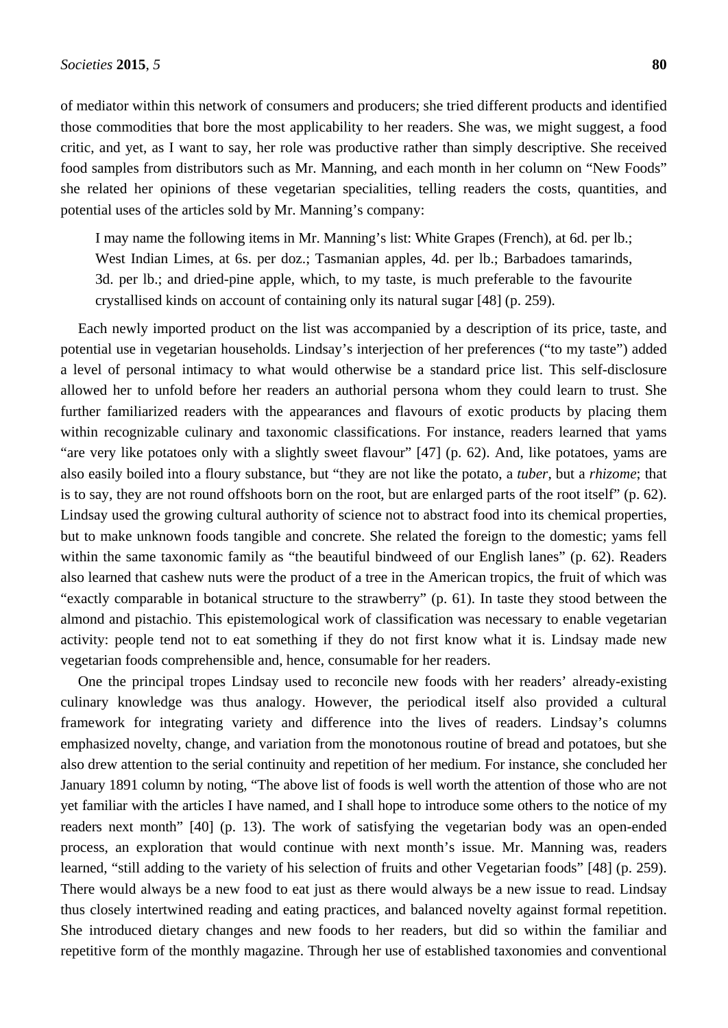of mediator within this network of consumers and producers; she tried different products and identified those commodities that bore the most applicability to her readers. She was, we might suggest, a food critic, and yet, as I want to say, her role was productive rather than simply descriptive. She received food samples from distributors such as Mr. Manning, and each month in her column on "New Foods" she related her opinions of these vegetarian specialities, telling readers the costs, quantities, and potential uses of the articles sold by Mr. Manning's company:

> I may name the following items in Mr. Manning's list: White Grapes (French), at 6d. per lb.; West Indian Limes, at 6s. per doz.; Tasmanian apples, 4d. per lb.; Barbadoes tamarinds, 3d. per lb.; and dried-pine apple, which, to my taste, is much preferable to the favourite crystallised kinds on account of containing only its natural sugar [48] (p. 259).

Each newly imported product on the list was accompanied by a description of its price, taste, and potential use in vegetarian households. Lindsay's interjection of her preferences ("to my taste") added a level of personal intimacy to what would otherwise be a standard price list. This self-disclosure allowed her to unfold before her readers an authorial persona whom they could learn to trust. She further familiarized readers with the appearances and flavours of exotic products by placing them within recognizable culinary and taxonomic classifications. For instance, readers learned that yams "are very like potatoes only with a slightly sweet flavour" [47] (p. 62). And, like potatoes, yams are also easily boiled into a floury substance, but "they are not like the potato, a *tuber*, but a *rhizome*; that is to say, they are not round offshoots born on the root, but are enlarged parts of the root itself" (p. 62). Lindsay used the growing cultural authority of science not to abstract food into its chemical properties, but to make unknown foods tangible and concrete. She related the foreign to the domestic; yams fell within the same taxonomic family as "the beautiful bindweed of our English lanes" (p. 62). Readers also learned that cashew nuts were the product of a tree in the American tropics, the fruit of which was "exactly comparable in botanical structure to the strawberry" (p. 61). In taste they stood between the almond and pistachio. This epistemological work of classification was necessary to enable vegetarian activity: people tend not to eat something if they do not first know what it is. Lindsay made new vegetarian foods comprehensible and, hence, consumable for her readers.

One the principal tropes Lindsay used to reconcile new foods with her readers' already-existing culinary knowledge was thus analogy. However, the periodical itself also provided a cultural framework for integrating variety and difference into the lives of readers. Lindsay's columns emphasized novelty, change, and variation from the monotonous routine of bread and potatoes, but she also drew attention to the serial continuity and repetition of her medium. For instance, she concluded her January 1891 column by noting, "The above list of foods is well worth the attention of those who are not yet familiar with the articles I have named, and I shall hope to introduce some others to the notice of my readers next month" [40] (p. 13). The work of satisfying the vegetarian body was an open-ended process, an exploration that would continue with next month's issue. Mr. Manning was, readers learned, "still adding to the variety of his selection of fruits and other Vegetarian foods" [48] (p. 259). There would always be a new food to eat just as there would always be a new issue to read. Lindsay thus closely intertwined reading and eating practices, and balanced novelty against formal repetition. She introduced dietary changes and new foods to her readers, but did so within the familiar and repetitive form of the monthly magazine. Through her use of established taxonomies and conventional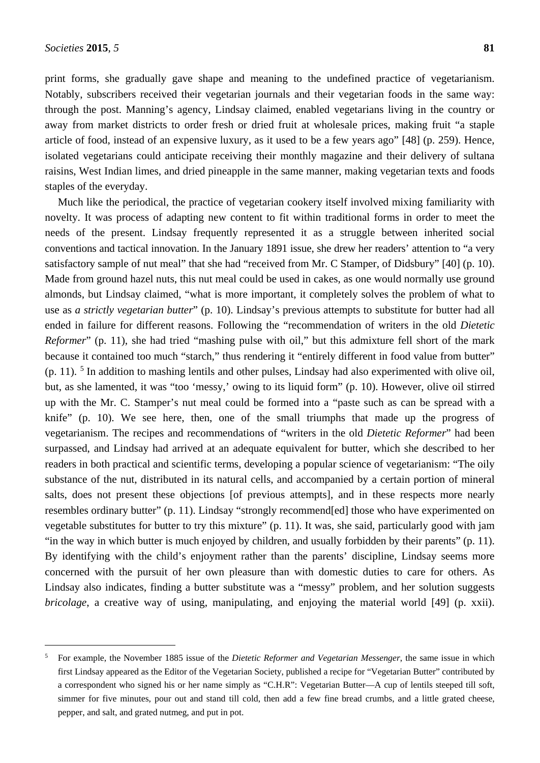print forms, she gradually gave shape and meaning to the undefined practice of vegetarianism. Notably, subscribers received their vegetarian journals and their vegetarian foods in the same way: through the post. Manning's agency, Lindsay claimed, enabled vegetarians living in the country or away from market districts to order fresh or dried fruit at wholesale prices, making fruit "a staple article of food, instead of an expensive luxury, as it used to be a few years ago" [48] (p. 259). Hence, isolated vegetarians could anticipate receiving their monthly magazine and their delivery of sultana raisins, West Indian limes, and dried pineapple in the same manner, making vegetarian texts and foods staples of the everyday.

Much like the periodical, the practice of vegetarian cookery itself involved mixing familiarity with novelty. It was process of adapting new content to fit within traditional forms in order to meet the needs of the present. Lindsay frequently represented it as a struggle between inherited social conventions and tactical innovation. In the January 1891 issue, she drew her readers' attention to "a very satisfactory sample of nut meal" that she had "received from Mr. C Stamper, of Didsbury" [40] (p. 10). Made from ground hazel nuts, this nut meal could be used in cakes, as one would normally use ground almonds, but Lindsay claimed, "what is more important, it completely solves the problem of what to use as *a strictly vegetarian butter*" (p. 10). Lindsay's previous attempts to substitute for butter had all ended in failure for different reasons. Following the "recommendation of writers in the old *Dietetic Reformer*" (p. 11), she had tried "mashing pulse with oil," but this admixture fell short of the mark because it contained too much "starch," thus rendering it "entirely different in food value from butter" (p. 11). [5] In addition to mashing lentils and other pulses, Lindsay had also experimented with olive oil, but, as she lamented, it was "too 'messy,' owing to its liquid form" (p. 10). However, olive oil stirred up with the Mr. C. Stamper's nut meal could be formed into a "paste such as can be spread with a knife" (p. 10). We see here, then, one of the small triumphs that made up the progress of vegetarianism. The recipes and recommendations of "writers in the old *Dietetic Reformer*" had been surpassed, and Lindsay had arrived at an adequate equivalent for butter, which she described to her readers in both practical and scientific terms, developing a popular science of vegetarianism: "The oily substance of the nut, distributed in its natural cells, and accompanied by a certain portion of mineral salts, does not present these objections [of previous attempts], and in these respects more nearly resembles ordinary butter" (p. 11). Lindsay "strongly recommend[ed] those who have experimented on vegetable substitutes for butter to try this mixture" (p. 11). It was, she said, particularly good with jam "in the way in which butter is much enjoyed by children, and usually forbidden by their parents" (p. 11). By identifying with the child's enjoyment rather than the parents' discipline, Lindsay seems more concerned with the pursuit of her own pleasure than with domestic duties to care for others. As Lindsay also indicates, finding a butter substitute was a "messy" problem, and her solution suggests *bricolage*, a creative way of using, manipulating, and enjoying the material world [49] (p. xxii).

---

[5] For example, the November 1885 issue of the *Dietetic Reformer and Vegetarian Messenger*, the same issue in which first Lindsay appeared as the Editor of the Vegetarian Society, published a recipe for "Vegetarian Butter" contributed by a correspondent who signed his or her name simply as "C.H.R": Vegetarian Butter—A cup of lentils steeped till soft, simmer for five minutes, pour out and stand till cold, then add a few fine bread crumbs, and a little grated cheese, pepper, and salt, and grated nutmeg, and put in pot.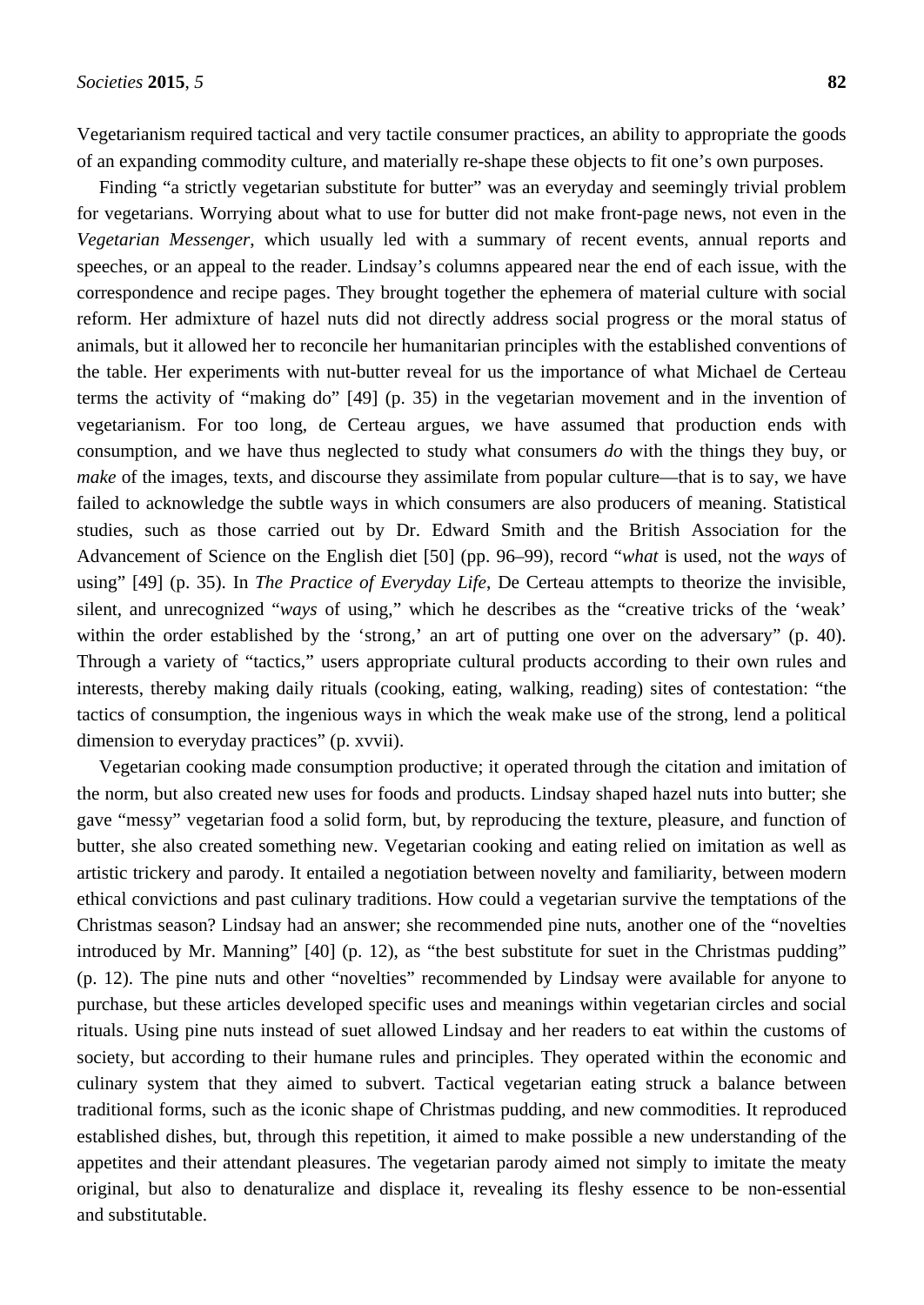Vegetarianism required tactical and very tactile consumer practices, an ability to appropriate the goods of an expanding commodity culture, and materially re-shape these objects to fit one's own purposes.

Finding "a strictly vegetarian substitute for butter" was an everyday and seemingly trivial problem for vegetarians. Worrying about what to use for butter did not make front-page news, not even in the *Vegetarian Messenger*, which usually led with a summary of recent events, annual reports and speeches, or an appeal to the reader. Lindsay's columns appeared near the end of each issue, with the correspondence and recipe pages. They brought together the ephemera of material culture with social reform. Her admixture of hazel nuts did not directly address social progress or the moral status of animals, but it allowed her to reconcile her humanitarian principles with the established conventions of the table. Her experiments with nut-butter reveal for us the importance of what Michael de Certeau terms the activity of "making do" [49] (p. 35) in the vegetarian movement and in the invention of vegetarianism. For too long, de Certeau argues, we have assumed that production ends with consumption, and we have thus neglected to study what consumers *do* with the things they buy, or *make* of the images, texts, and discourse they assimilate from popular culture—that is to say, we have failed to acknowledge the subtle ways in which consumers are also producers of meaning. Statistical studies, such as those carried out by Dr. Edward Smith and the British Association for the Advancement of Science on the English diet [50] (pp. 96–99), record "*what* is used, not the *ways* of using" [49] (p. 35). In *The Practice of Everyday Life*, De Certeau attempts to theorize the invisible, silent, and unrecognized "*ways* of using," which he describes as the "creative tricks of the 'weak' within the order established by the 'strong,' an art of putting one over on the adversary" (p. 40). Through a variety of "tactics," users appropriate cultural products according to their own rules and interests, thereby making daily rituals (cooking, eating, walking, reading) sites of contestation: "the tactics of consumption, the ingenious ways in which the weak make use of the strong, lend a political dimension to everyday practices" (p. xvvii).

Vegetarian cooking made consumption productive; it operated through the citation and imitation of the norm, but also created new uses for foods and products. Lindsay shaped hazel nuts into butter; she gave "messy" vegetarian food a solid form, but, by reproducing the texture, pleasure, and function of butter, she also created something new. Vegetarian cooking and eating relied on imitation as well as artistic trickery and parody. It entailed a negotiation between novelty and familiarity, between modern ethical convictions and past culinary traditions. How could a vegetarian survive the temptations of the Christmas season? Lindsay had an answer; she recommended pine nuts, another one of the "novelties introduced by Mr. Manning" [40] (p. 12), as "the best substitute for suet in the Christmas pudding" (p. 12). The pine nuts and other "novelties" recommended by Lindsay were available for anyone to purchase, but these articles developed specific uses and meanings within vegetarian circles and social rituals. Using pine nuts instead of suet allowed Lindsay and her readers to eat within the customs of society, but according to their humane rules and principles. They operated within the economic and culinary system that they aimed to subvert. Tactical vegetarian eating struck a balance between traditional forms, such as the iconic shape of Christmas pudding, and new commodities. It reproduced established dishes, but, through this repetition, it aimed to make possible a new understanding of the appetites and their attendant pleasures. The vegetarian parody aimed not simply to imitate the meaty original, but also to denaturalize and displace it, revealing its fleshy essence to be non-essential and substitutable.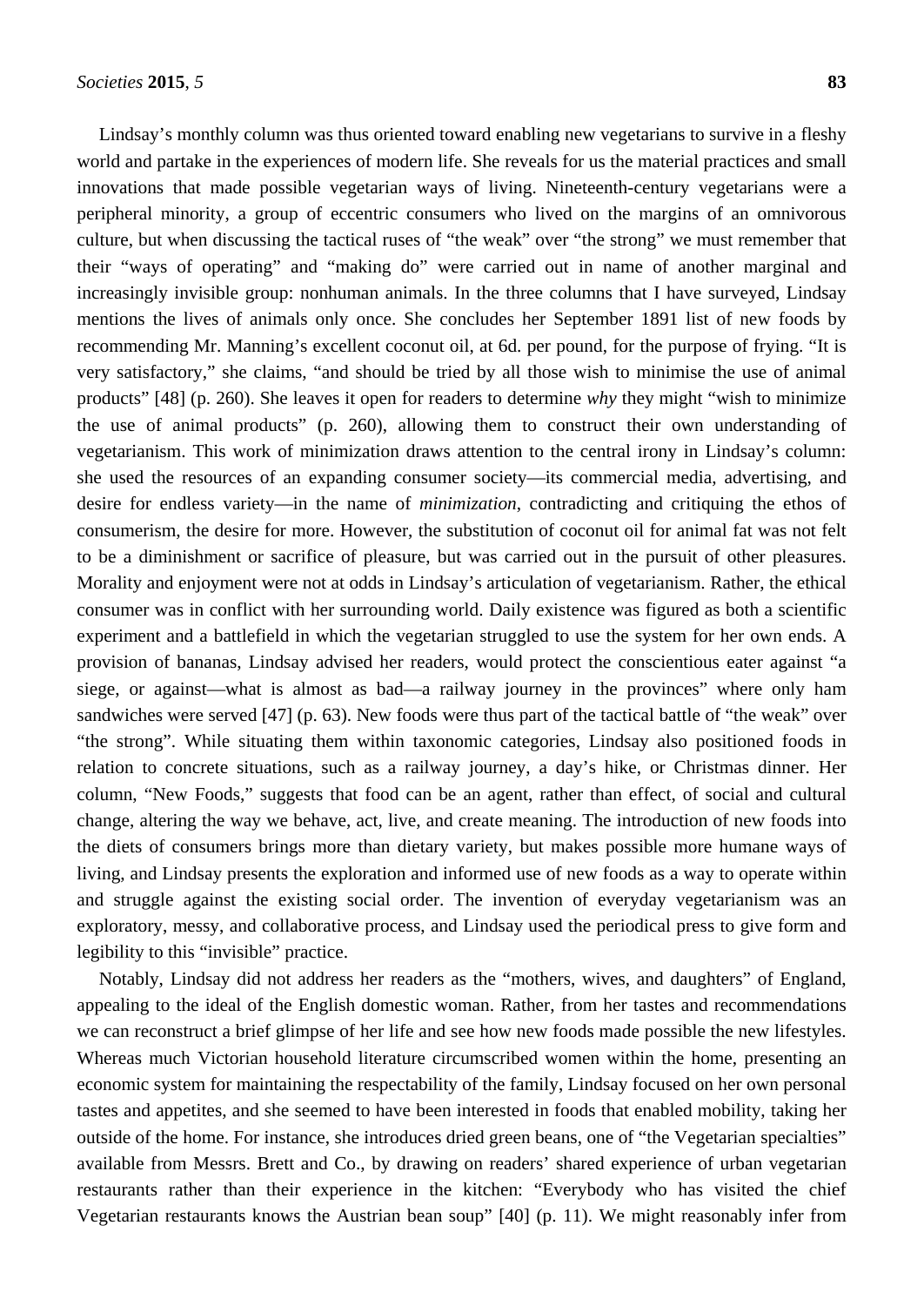Lindsay's monthly column was thus oriented toward enabling new vegetarians to survive in a fleshy world and partake in the experiences of modern life. She reveals for us the material practices and small innovations that made possible vegetarian ways of living. Nineteenth-century vegetarians were a peripheral minority, a group of eccentric consumers who lived on the margins of an omnivorous culture, but when discussing the tactical ruses of "the weak" over "the strong" we must remember that their "ways of operating" and "making do" were carried out in name of another marginal and increasingly invisible group: nonhuman animals. In the three columns that I have surveyed, Lindsay mentions the lives of animals only once. She concludes her September 1891 list of new foods by recommending Mr. Manning's excellent coconut oil, at 6d. per pound, for the purpose of frying. "It is very satisfactory," she claims, "and should be tried by all those wish to minimise the use of animal products" [48] (p. 260). She leaves it open for readers to determine *why* they might "wish to minimize the use of animal products" (p. 260), allowing them to construct their own understanding of vegetarianism. This work of minimization draws attention to the central irony in Lindsay's column: she used the resources of an expanding consumer society—its commercial media, advertising, and desire for endless variety—in the name of *minimization*, contradicting and critiquing the ethos of consumerism, the desire for more. However, the substitution of coconut oil for animal fat was not felt to be a diminishment or sacrifice of pleasure, but was carried out in the pursuit of other pleasures. Morality and enjoyment were not at odds in Lindsay's articulation of vegetarianism. Rather, the ethical consumer was in conflict with her surrounding world. Daily existence was figured as both a scientific experiment and a battlefield in which the vegetarian struggled to use the system for her own ends. A provision of bananas, Lindsay advised her readers, would protect the conscientious eater against "a siege, or against—what is almost as bad—a railway journey in the provinces" where only ham sandwiches were served [47] (p. 63). New foods were thus part of the tactical battle of "the weak" over "the strong". While situating them within taxonomic categories, Lindsay also positioned foods in relation to concrete situations, such as a railway journey, a day's hike, or Christmas dinner. Her column, "New Foods," suggests that food can be an agent, rather than effect, of social and cultural change, altering the way we behave, act, live, and create meaning. The introduction of new foods into the diets of consumers brings more than dietary variety, but makes possible more humane ways of living, and Lindsay presents the exploration and informed use of new foods as a way to operate within and struggle against the existing social order. The invention of everyday vegetarianism was an exploratory, messy, and collaborative process, and Lindsay used the periodical press to give form and legibility to this "invisible" practice.

Notably, Lindsay did not address her readers as the "mothers, wives, and daughters" of England, appealing to the ideal of the English domestic woman. Rather, from her tastes and recommendations we can reconstruct a brief glimpse of her life and see how new foods made possible the new lifestyles. Whereas much Victorian household literature circumscribed women within the home, presenting an economic system for maintaining the respectability of the family, Lindsay focused on her own personal tastes and appetites, and she seemed to have been interested in foods that enabled mobility, taking her outside of the home. For instance, she introduces dried green beans, one of "the Vegetarian specialties" available from Messrs. Brett and Co., by drawing on readers' shared experience of urban vegetarian restaurants rather than their experience in the kitchen: "Everybody who has visited the chief Vegetarian restaurants knows the Austrian bean soup" [40] (p. 11). We might reasonably infer from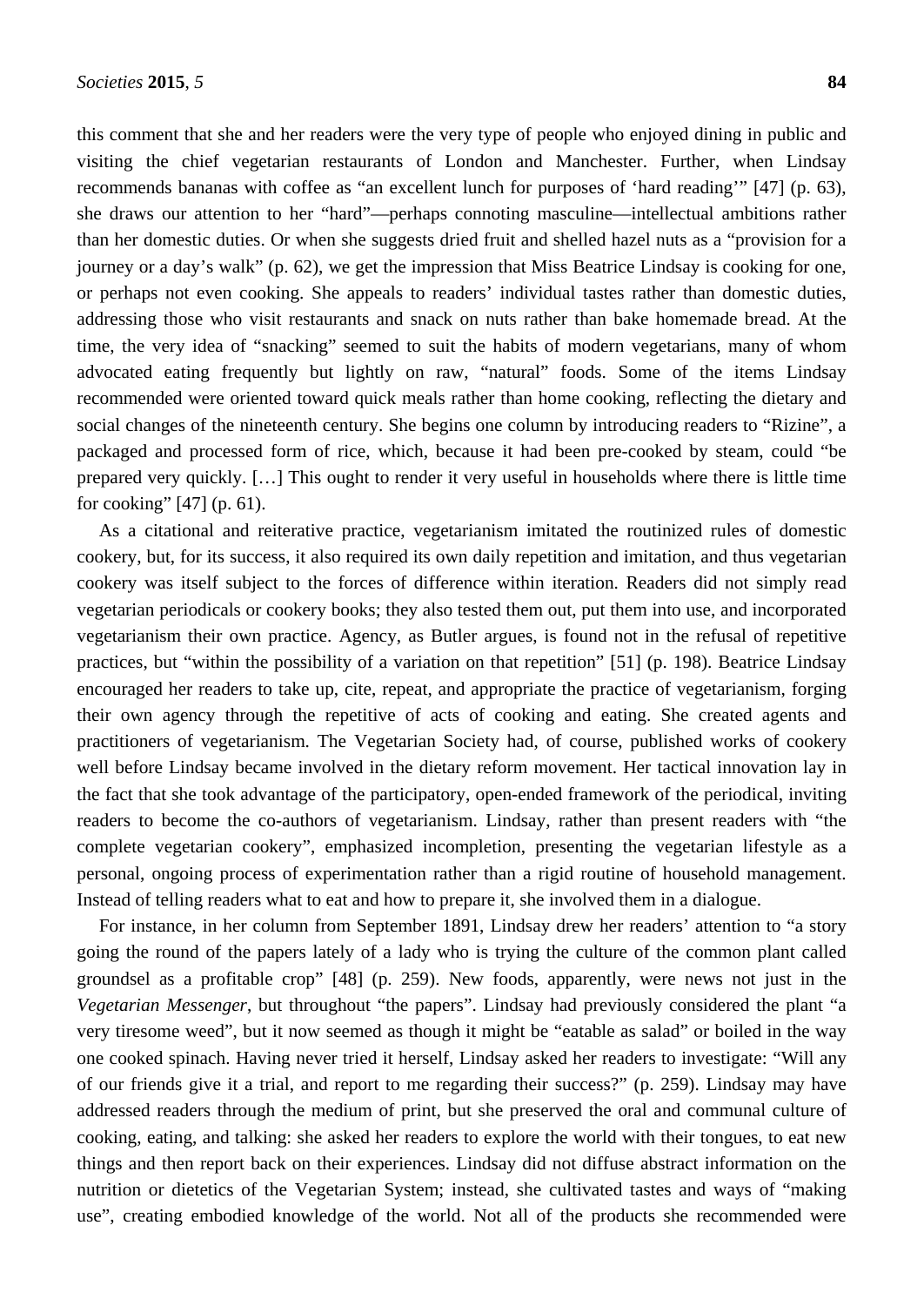this comment that she and her readers were the very type of people who enjoyed dining in public and visiting the chief vegetarian restaurants of London and Manchester. Further, when Lindsay recommends bananas with coffee as "an excellent lunch for purposes of 'hard reading'" [47] (p. 63), she draws our attention to her "hard"—perhaps connoting masculine—intellectual ambitions rather than her domestic duties. Or when she suggests dried fruit and shelled hazel nuts as a "provision for a journey or a day's walk" (p. 62), we get the impression that Miss Beatrice Lindsay is cooking for one, or perhaps not even cooking. She appeals to readers' individual tastes rather than domestic duties, addressing those who visit restaurants and snack on nuts rather than bake homemade bread. At the time, the very idea of "snacking" seemed to suit the habits of modern vegetarians, many of whom advocated eating frequently but lightly on raw, "natural" foods. Some of the items Lindsay recommended were oriented toward quick meals rather than home cooking, reflecting the dietary and social changes of the nineteenth century. She begins one column by introducing readers to "Rizine", a packaged and processed form of rice, which, because it had been pre-cooked by steam, could "be prepared very quickly. […] This ought to render it very useful in households where there is little time for cooking" [47] (p. 61).

As a citational and reiterative practice, vegetarianism imitated the routinized rules of domestic cookery, but, for its success, it also required its own daily repetition and imitation, and thus vegetarian cookery was itself subject to the forces of difference within iteration. Readers did not simply read vegetarian periodicals or cookery books; they also tested them out, put them into use, and incorporated vegetarianism their own practice. Agency, as Butler argues, is found not in the refusal of repetitive practices, but "within the possibility of a variation on that repetition" [51] (p. 198). Beatrice Lindsay encouraged her readers to take up, cite, repeat, and appropriate the practice of vegetarianism, forging their own agency through the repetitive of acts of cooking and eating. She created agents and practitioners of vegetarianism. The Vegetarian Society had, of course, published works of cookery well before Lindsay became involved in the dietary reform movement. Her tactical innovation lay in the fact that she took advantage of the participatory, open-ended framework of the periodical, inviting readers to become the co-authors of vegetarianism. Lindsay, rather than present readers with "the complete vegetarian cookery", emphasized incompletion, presenting the vegetarian lifestyle as a personal, ongoing process of experimentation rather than a rigid routine of household management. Instead of telling readers what to eat and how to prepare it, she involved them in a dialogue.

For instance, in her column from September 1891, Lindsay drew her readers' attention to "a story going the round of the papers lately of a lady who is trying the culture of the common plant called groundsel as a profitable crop" [48] (p. 259). New foods, apparently, were news not just in the *Vegetarian Messenger*, but throughout "the papers". Lindsay had previously considered the plant "a very tiresome weed", but it now seemed as though it might be "eatable as salad" or boiled in the way one cooked spinach. Having never tried it herself, Lindsay asked her readers to investigate: "Will any of our friends give it a trial, and report to me regarding their success?" (p. 259). Lindsay may have addressed readers through the medium of print, but she preserved the oral and communal culture of cooking, eating, and talking: she asked her readers to explore the world with their tongues, to eat new things and then report back on their experiences. Lindsay did not diffuse abstract information on the nutrition or dietetics of the Vegetarian System; instead, she cultivated tastes and ways of "making use", creating embodied knowledge of the world. Not all of the products she recommended were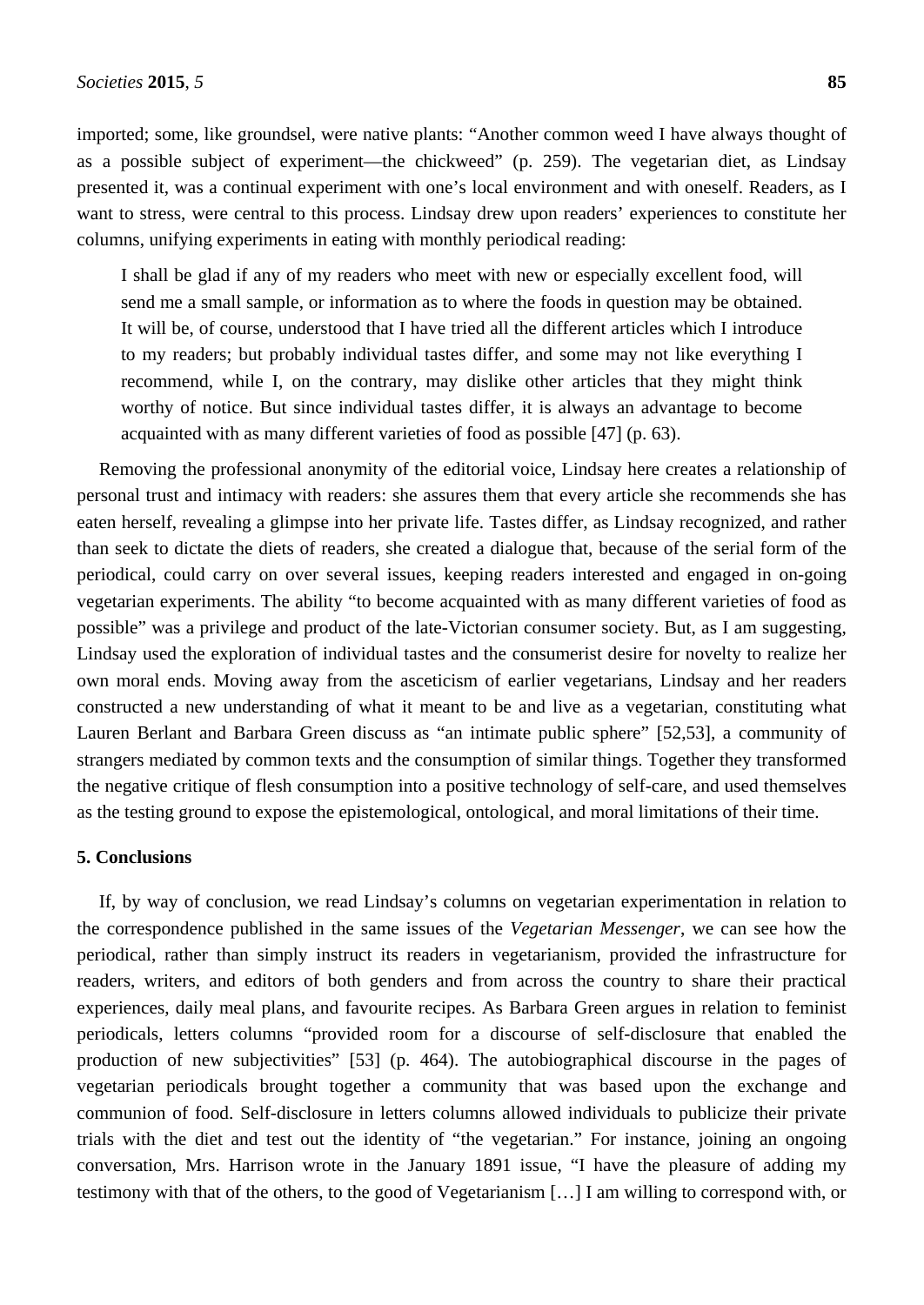imported; some, like groundsel, were native plants: "Another common weed I have always thought of as a possible subject of experiment—the chickweed" (p. 259). The vegetarian diet, as Lindsay presented it, was a continual experiment with one's local environment and with oneself. Readers, as I want to stress, were central to this process. Lindsay drew upon readers' experiences to constitute her columns, unifying experiments in eating with monthly periodical reading:

> I shall be glad if any of my readers who meet with new or especially excellent food, will send me a small sample, or information as to where the foods in question may be obtained. It will be, of course, understood that I have tried all the different articles which I introduce to my readers; but probably individual tastes differ, and some may not like everything I recommend, while I, on the contrary, may dislike other articles that they might think worthy of notice. But since individual tastes differ, it is always an advantage to become acquainted with as many different varieties of food as possible [47] (p. 63).

Removing the professional anonymity of the editorial voice, Lindsay here creates a relationship of personal trust and intimacy with readers: she assures them that every article she recommends she has eaten herself, revealing a glimpse into her private life. Tastes differ, as Lindsay recognized, and rather than seek to dictate the diets of readers, she created a dialogue that, because of the serial form of the periodical, could carry on over several issues, keeping readers interested and engaged in on-going vegetarian experiments. The ability "to become acquainted with as many different varieties of food as possible" was a privilege and product of the late-Victorian consumer society. But, as I am suggesting, Lindsay used the exploration of individual tastes and the consumerist desire for novelty to realize her own moral ends. Moving away from the asceticism of earlier vegetarians, Lindsay and her readers constructed a new understanding of what it meant to be and live as a vegetarian, constituting what Lauren Berlant and Barbara Green discuss as "an intimate public sphere" [52,53], a community of strangers mediated by common texts and the consumption of similar things. Together they transformed the negative critique of flesh consumption into a positive technology of self-care, and used themselves as the testing ground to expose the epistemological, ontological, and moral limitations of their time.

## 5. Conclusions

If, by way of conclusion, we read Lindsay's columns on vegetarian experimentation in relation to the correspondence published in the same issues of the *Vegetarian Messenger*, we can see how the periodical, rather than simply instruct its readers in vegetarianism, provided the infrastructure for readers, writers, and editors of both genders and from across the country to share their practical experiences, daily meal plans, and favourite recipes. As Barbara Green argues in relation to feminist periodicals, letters columns "provided room for a discourse of self-disclosure that enabled the production of new subjectivities" [53] (p. 464). The autobiographical discourse in the pages of vegetarian periodicals brought together a community that was based upon the exchange and communion of food. Self-disclosure in letters columns allowed individuals to publicize their private trials with the diet and test out the identity of "the vegetarian." For instance, joining an ongoing conversation, Mrs. Harrison wrote in the January 1891 issue, "I have the pleasure of adding my testimony with that of the others, to the good of Vegetarianism […] I am willing to correspond with, or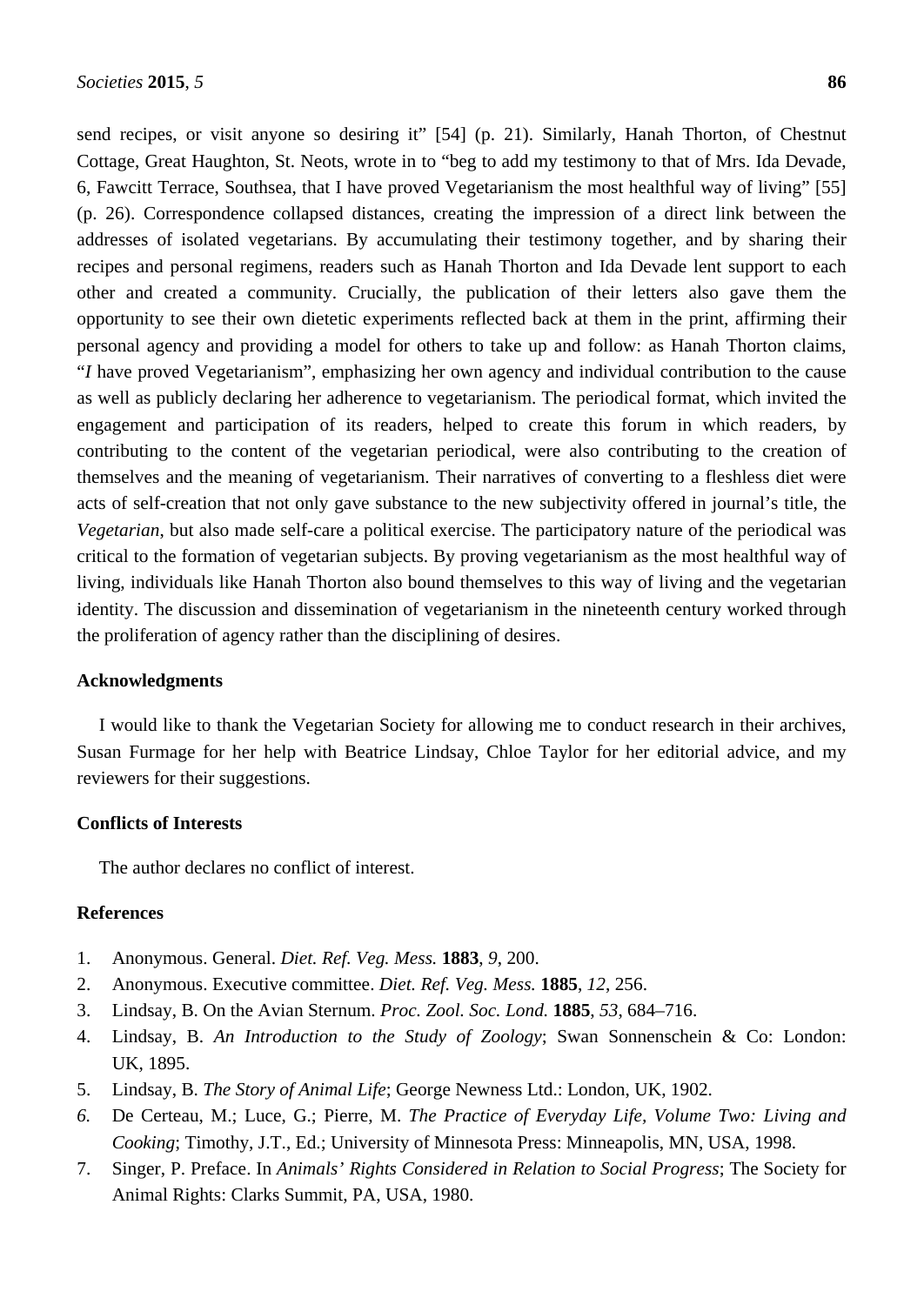send recipes, or visit anyone so desiring it" [54] (p. 21). Similarly, Hanah Thorton, of Chestnut Cottage, Great Haughton, St. Neots, wrote in to "beg to add my testimony to that of Mrs. Ida Devade, 6, Fawcitt Terrace, Southsea, that I have proved Vegetarianism the most healthful way of living" [55] (p. 26). Correspondence collapsed distances, creating the impression of a direct link between the addresses of isolated vegetarians. By accumulating their testimony together, and by sharing their recipes and personal regimens, readers such as Hanah Thorton and Ida Devade lent support to each other and created a community. Crucially, the publication of their letters also gave them the opportunity to see their own dietetic experiments reflected back at them in the print, affirming their personal agency and providing a model for others to take up and follow: as Hanah Thorton claims, "*I* have proved Vegetarianism", emphasizing her own agency and individual contribution to the cause as well as publicly declaring her adherence to vegetarianism. The periodical format, which invited the engagement and participation of its readers, helped to create this forum in which readers, by contributing to the content of the vegetarian periodical, were also contributing to the creation of themselves and the meaning of vegetarianism. Their narratives of converting to a fleshless diet were acts of self-creation that not only gave substance to the new subjectivity offered in journal's title, the *Vegetarian*, but also made self-care a political exercise. The participatory nature of the periodical was critical to the formation of vegetarian subjects. By proving vegetarianism as the most healthful way of living, individuals like Hanah Thorton also bound themselves to this way of living and the vegetarian identity. The discussion and dissemination of vegetarianism in the nineteenth century worked through the proliferation of agency rather than the disciplining of desires.

## Acknowledgments

I would like to thank the Vegetarian Society for allowing me to conduct research in their archives, Susan Furmage for her help with Beatrice Lindsay, Chloe Taylor for her editorial advice, and my reviewers for their suggestions.

## Conflicts of Interests

The author declares no conflict of interest.

## References

1. Anonymous. General. *Diet. Ref. Veg. Mess.* **1883**, *9*, 200.
2. Anonymous. Executive committee. *Diet. Ref. Veg. Mess.* **1885**, *12*, 256.
3. Lindsay, B. On the Avian Sternum. *Proc. Zool. Soc. Lond.* **1885**, *53*, 684–716.
4. Lindsay, B. *An Introduction to the Study of Zoology*; Swan Sonnenschein & Co: London: UK, 1895.
5. Lindsay, B. *The Story of Animal Life*; George Newness Ltd.: London, UK, 1902.
6. De Certeau, M.; Luce, G.; Pierre, M. *The Practice of Everyday Life, Volume Two: Living and Cooking*; Timothy, J.T., Ed.; University of Minnesota Press: Minneapolis, MN, USA, 1998.
7. Singer, P. Preface. In *Animals' Rights Considered in Relation to Social Progress*; The Society for Animal Rights: Clarks Summit, PA, USA, 1980.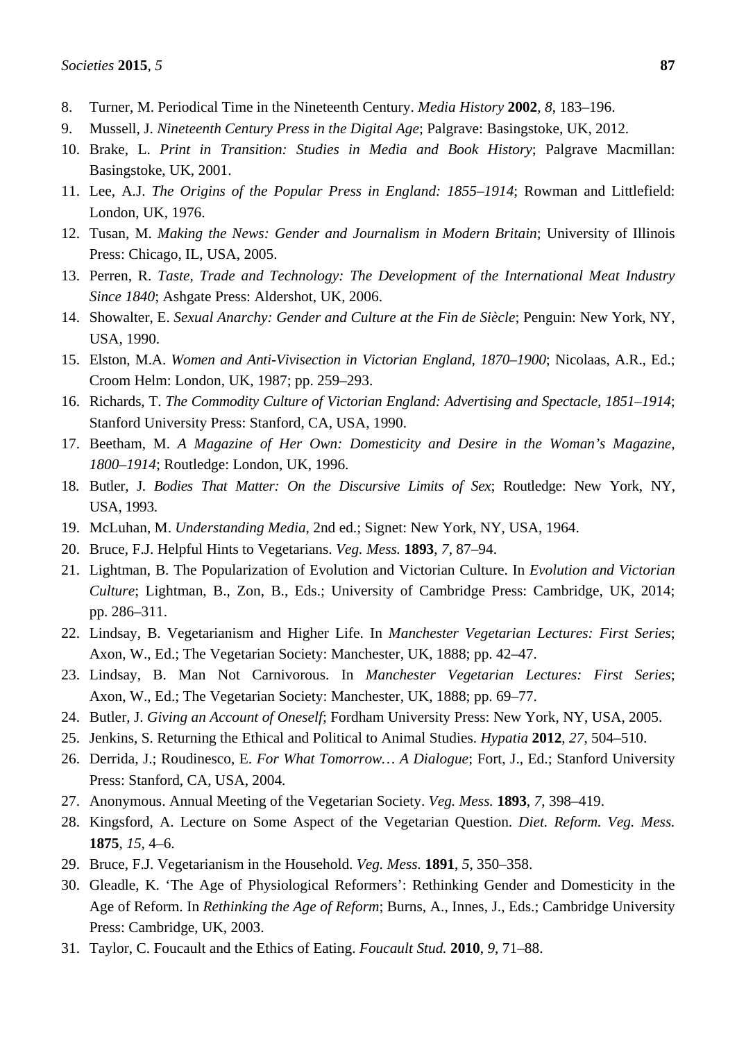8. Turner, M. Periodical Time in the Nineteenth Century. *Media History* **2002**, *8*, 183–196.
9. Mussell, J. *Nineteenth Century Press in the Digital Age*; Palgrave: Basingstoke, UK, 2012.
10. Brake, L. *Print in Transition: Studies in Media and Book History*; Palgrave Macmillan: Basingstoke, UK, 2001.
11. Lee, A.J. *The Origins of the Popular Press in England: 1855–1914*; Rowman and Littlefield: London, UK, 1976.
12. Tusan, M. *Making the News: Gender and Journalism in Modern Britain*; University of Illinois Press: Chicago, IL, USA, 2005.
13. Perren, R. *Taste, Trade and Technology: The Development of the International Meat Industry Since 1840*; Ashgate Press: Aldershot, UK, 2006.
14. Showalter, E. *Sexual Anarchy: Gender and Culture at the Fin de Siècle*; Penguin: New York, NY, USA, 1990.
15. Elston, M.A. *Women and Anti-Vivisection in Victorian England, 1870–1900*; Nicolaas, A.R., Ed.; Croom Helm: London, UK, 1987; pp. 259–293.
16. Richards, T. *The Commodity Culture of Victorian England: Advertising and Spectacle, 1851–1914*; Stanford University Press: Stanford, CA, USA, 1990.
17. Beetham, M. *A Magazine of Her Own: Domesticity and Desire in the Woman's Magazine, 1800–1914*; Routledge: London, UK, 1996.
18. Butler, J. *Bodies That Matter: On the Discursive Limits of Sex*; Routledge: New York, NY, USA, 1993.
19. McLuhan, M. *Understanding Media*, 2nd ed.; Signet: New York, NY, USA, 1964.
20. Bruce, F.J. Helpful Hints to Vegetarians. *Veg. Mess.* **1893**, *7*, 87–94.
21. Lightman, B. The Popularization of Evolution and Victorian Culture. In *Evolution and Victorian Culture*; Lightman, B., Zon, B., Eds.; University of Cambridge Press: Cambridge, UK, 2014; pp. 286–311.
22. Lindsay, B. Vegetarianism and Higher Life. In *Manchester Vegetarian Lectures: First Series*; Axon, W., Ed.; The Vegetarian Society: Manchester, UK, 1888; pp. 42–47.
23. Lindsay, B. Man Not Carnivorous. In *Manchester Vegetarian Lectures: First Series*; Axon, W., Ed.; The Vegetarian Society: Manchester, UK, 1888; pp. 69–77.
24. Butler, J. *Giving an Account of Oneself*; Fordham University Press: New York, NY, USA, 2005.
25. Jenkins, S. Returning the Ethical and Political to Animal Studies. *Hypatia* **2012**, *27*, 504–510.
26. Derrida, J.; Roudinesco, E. *For What Tomorrow… A Dialogue*; Fort, J., Ed.; Stanford University Press: Stanford, CA, USA, 2004.
27. Anonymous. Annual Meeting of the Vegetarian Society. *Veg. Mess.* **1893**, *7*, 398–419.
28. Kingsford, A. Lecture on Some Aspect of the Vegetarian Question. *Diet. Reform. Veg. Mess.* **1875**, *15*, 4–6.
29. Bruce, F.J. Vegetarianism in the Household. *Veg. Mess.* **1891**, *5*, 350–358.
30. Gleadle, K. 'The Age of Physiological Reformers': Rethinking Gender and Domesticity in the Age of Reform. In *Rethinking the Age of Reform*; Burns, A., Innes, J., Eds.; Cambridge University Press: Cambridge, UK, 2003.
31. Taylor, C. Foucault and the Ethics of Eating. *Foucault Stud.* **2010**, *9*, 71–88.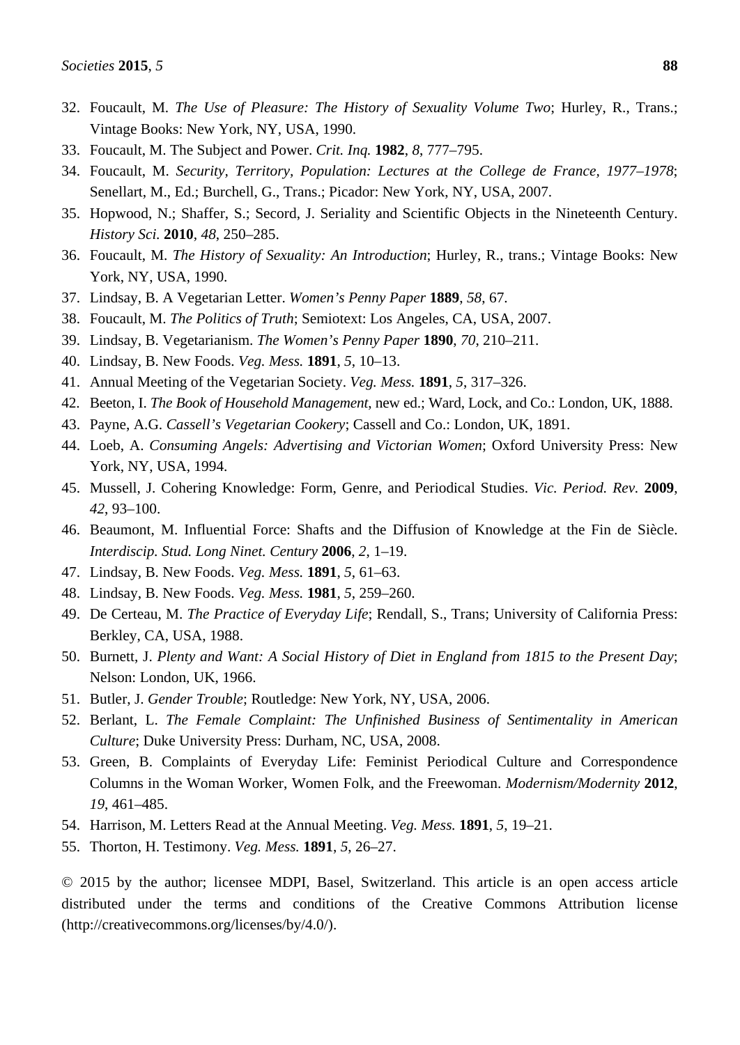32. Foucault, M. *The Use of Pleasure: The History of Sexuality Volume Two*; Hurley, R., Trans.; Vintage Books: New York, NY, USA, 1990.
33. Foucault, M. The Subject and Power. *Crit. Inq.* **1982**, *8*, 777–795.
34. Foucault, M. *Security, Territory, Population: Lectures at the College de France, 1977–1978*; Senellart, M., Ed.; Burchell, G., Trans.; Picador: New York, NY, USA, 2007.
35. Hopwood, N.; Shaffer, S.; Secord, J. Seriality and Scientific Objects in the Nineteenth Century. *History Sci.* **2010**, *48*, 250–285.
36. Foucault, M. *The History of Sexuality: An Introduction*; Hurley, R., trans.; Vintage Books: New York, NY, USA, 1990.
37. Lindsay, B. A Vegetarian Letter. *Women's Penny Paper* **1889**, *58*, 67.
38. Foucault, M. *The Politics of Truth*; Semiotext: Los Angeles, CA, USA, 2007.
39. Lindsay, B. Vegetarianism. *The Women's Penny Paper* **1890**, *70*, 210–211.
40. Lindsay, B. New Foods. *Veg. Mess.* **1891**, *5*, 10–13.
41. Annual Meeting of the Vegetarian Society. *Veg. Mess.* **1891**, *5*, 317–326.
42. Beeton, I. *The Book of Household Management*, new ed.; Ward, Lock, and Co.: London, UK, 1888.
43. Payne, A.G. *Cassell's Vegetarian Cookery*; Cassell and Co.: London, UK, 1891.
44. Loeb, A. *Consuming Angels: Advertising and Victorian Women*; Oxford University Press: New York, NY, USA, 1994.
45. Mussell, J. Cohering Knowledge: Form, Genre, and Periodical Studies. *Vic. Period. Rev.* **2009**, *42*, 93–100.
46. Beaumont, M. Influential Force: Shafts and the Diffusion of Knowledge at the Fin de Siècle. *Interdiscip. Stud. Long Ninet. Century* **2006**, *2*, 1–19.
47. Lindsay, B. New Foods. *Veg. Mess.* **1891**, *5*, 61–63.
48. Lindsay, B. New Foods. *Veg. Mess.* **1981**, *5*, 259–260.
49. De Certeau, M. *The Practice of Everyday Life*; Rendall, S., Trans; University of California Press: Berkley, CA, USA, 1988.
50. Burnett, J. *Plenty and Want: A Social History of Diet in England from 1815 to the Present Day*; Nelson: London, UK, 1966.
51. Butler, J. *Gender Trouble*; Routledge: New York, NY, USA, 2006.
52. Berlant, L. *The Female Complaint: The Unfinished Business of Sentimentality in American Culture*; Duke University Press: Durham, NC, USA, 2008.
53. Green, B. Complaints of Everyday Life: Feminist Periodical Culture and Correspondence Columns in the Woman Worker, Women Folk, and the Freewoman. *Modernism/Modernity* **2012**, *19*, 461–485.
54. Harrison, M. Letters Read at the Annual Meeting. *Veg. Mess.* **1891**, *5*, 19–21.
55. Thorton, H. Testimony. *Veg. Mess.* **1891**, *5*, 26–27.

© 2015 by the author; licensee MDPI, Basel, Switzerland. This article is an open access article distributed under the terms and conditions of the Creative Commons Attribution license (http://creativecommons.org/licenses/by/4.0/).